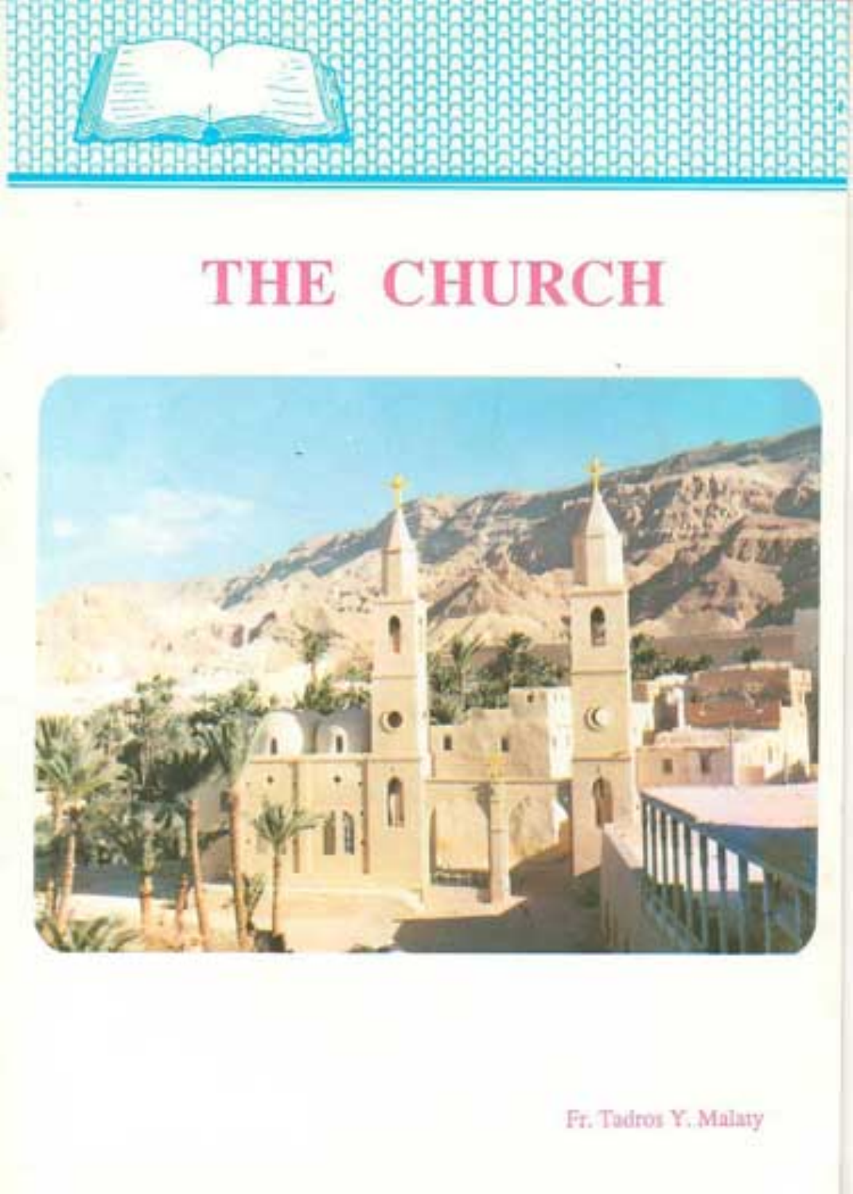# THE CHURCH

Fr. Tadros Y. Malaty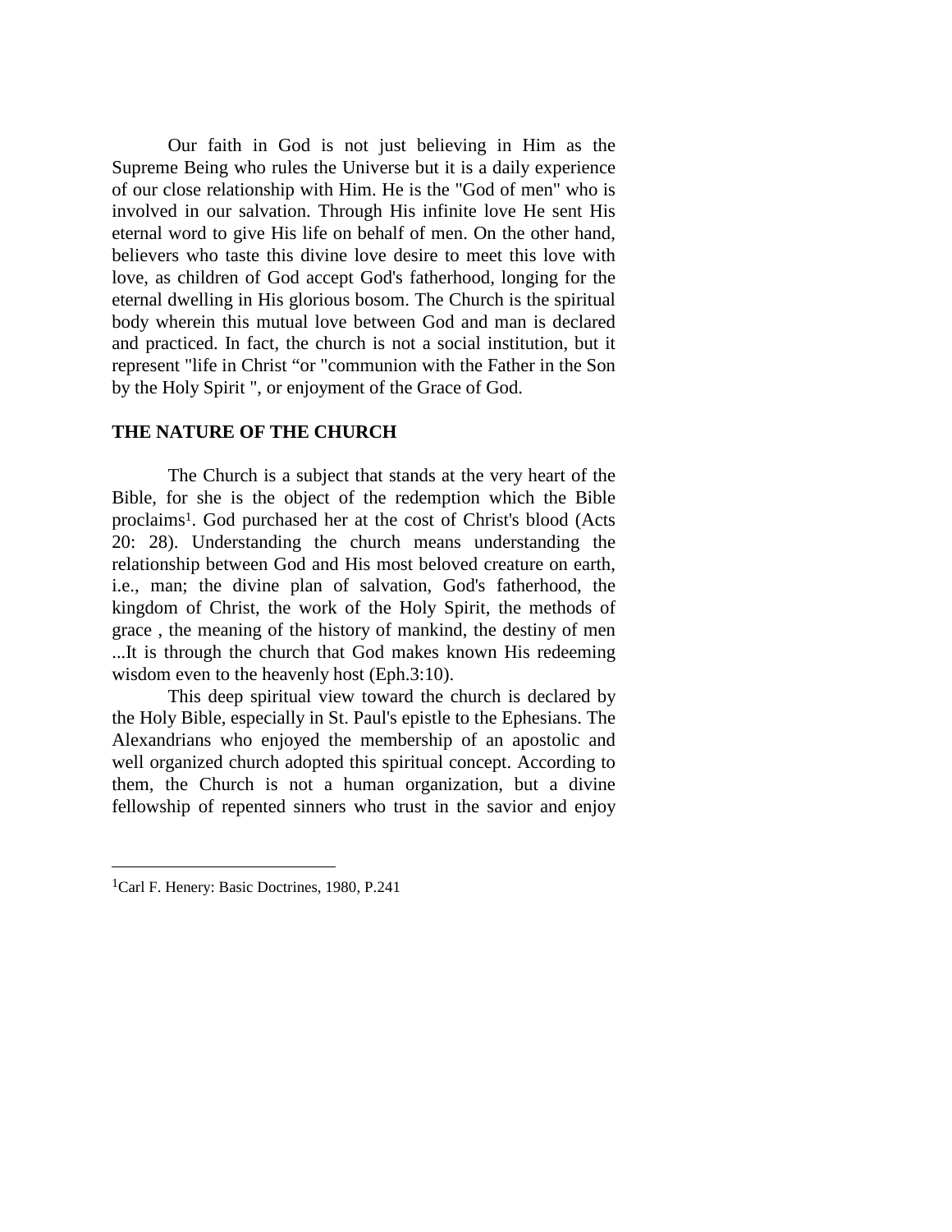Our faith in God is not just believing in Him as the Supreme Being who rules the Universe but it is a daily experience of our close relationship with Him. He is the "God of men" who is involved in our salvation. Through His infinite love He sent His eternal word to give His life on behalf of men. On the other hand, believers who taste this divine love desire to meet this love with love, as children of God accept God's fatherhood, longing for the eternal dwelling in His glorious bosom. The Church is the spiritual body wherein this mutual love between God and man is declared and practiced. In fact, the church is not a social institution, but it represent "life in Christ "or "communion with the Father in the Son by the Holy Spirit ", or enjoyment of the Grace of God.

## THE NATURE OF THE CHURCH

The Church is a subject that stands at the very heart of the Bible, for she is the object of the redemption which the Bible proclaims[1]. God purchased her at the cost of Christ's blood (Acts 20: 28). Understanding the church means understanding the relationship between God and His most beloved creature on earth, i.e., man; the divine plan of salvation, God's fatherhood, the kingdom of Christ, the work of the Holy Spirit, the methods of grace , the meaning of the history of mankind, the destiny of men ...It is through the church that God makes known His redeeming wisdom even to the heavenly host (Eph.3:10).

This deep spiritual view toward the church is declared by the Holy Bible, especially in St. Paul's epistle to the Ephesians. The Alexandrians who enjoyed the membership of an apostolic and well organized church adopted this spiritual concept. According to them, the Church is not a human organization, but a divine fellowship of repented sinners who trust in the savior and enjoy

---

[1]Carl F. Henery: Basic Doctrines, 1980, P.241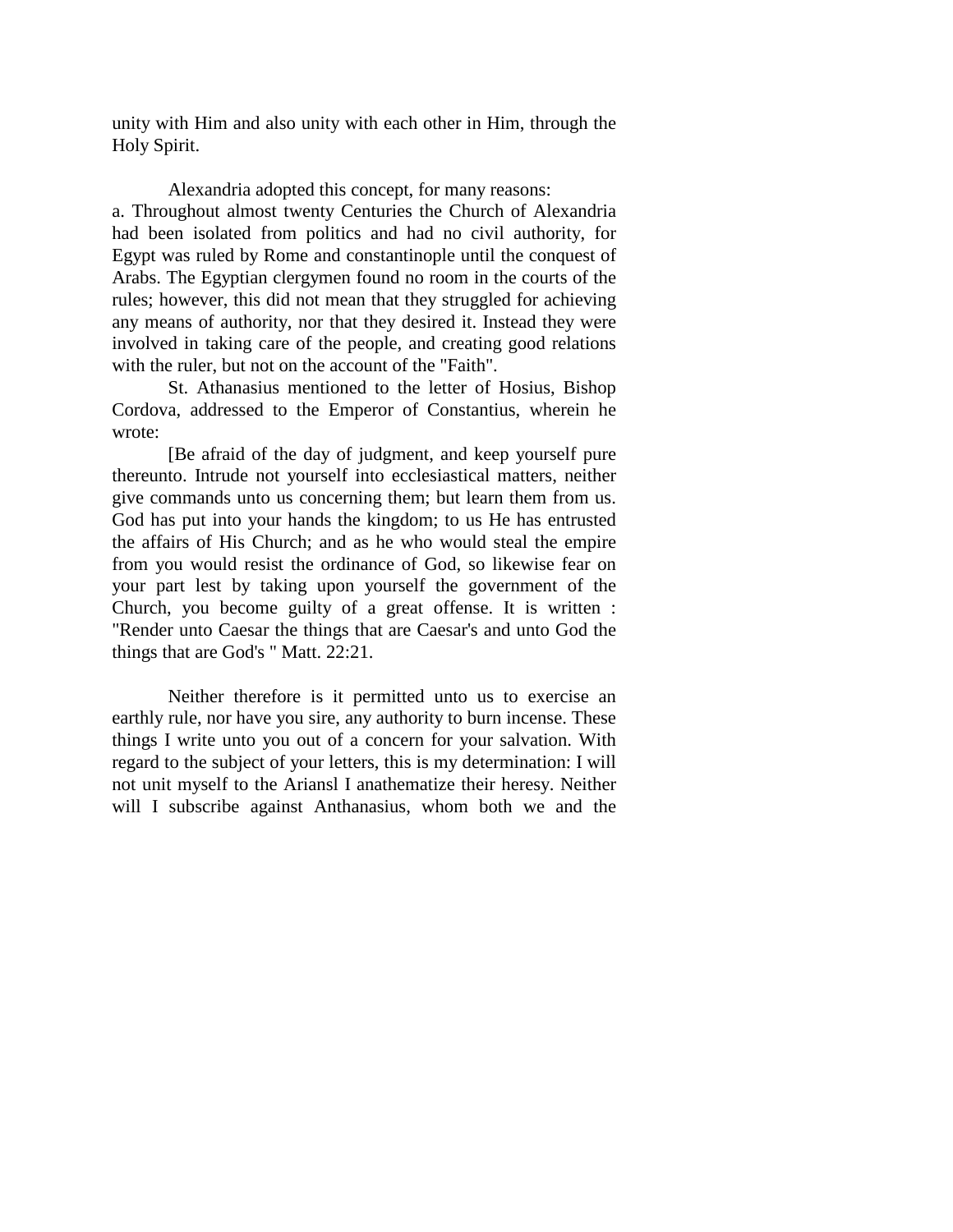unity with Him and also unity with each other in Him, through the Holy Spirit.

Alexandria adopted this concept, for many reasons:

a. Throughout almost twenty Centuries the Church of Alexandria had been isolated from politics and had no civil authority, for Egypt was ruled by Rome and constantinople until the conquest of Arabs. The Egyptian clergymen found no room in the courts of the rules; however, this did not mean that they struggled for achieving any means of authority, nor that they desired it. Instead they were involved in taking care of the people, and creating good relations with the ruler, but not on the account of the "Faith".

St. Athanasius mentioned to the letter of Hosius, Bishop Cordova, addressed to the Emperor of Constantius, wherein he wrote:

[Be afraid of the day of judgment, and keep yourself pure thereunto. Intrude not yourself into ecclesiastical matters, neither give commands unto us concerning them; but learn them from us. God has put into your hands the kingdom; to us He has entrusted the affairs of His Church; and as he who would steal the empire from you would resist the ordinance of God, so likewise fear on your part lest by taking upon yourself the government of the Church, you become guilty of a great offense. It is written : "Render unto Caesar the things that are Caesar's and unto God the things that are God's " Matt. 22:21.

Neither therefore is it permitted unto us to exercise an earthly rule, nor have you sire, any authority to burn incense. These things I write unto you out of a concern for your salvation. With regard to the subject of your letters, this is my determination: I will not unit myself to the Ariansl I anathematize their heresy. Neither will I subscribe against Anthanasius, whom both we and the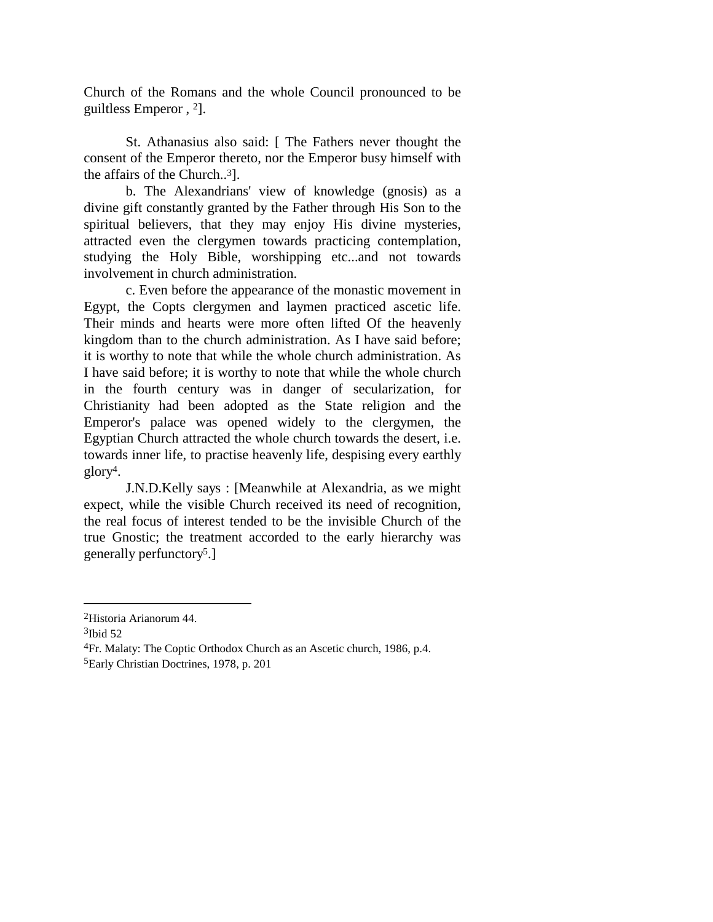Church of the Romans and the whole Council pronounced to be guiltless Emperor , [2]].

St. Athanasius also said: [ The Fathers never thought the consent of the Emperor thereto, nor the Emperor busy himself with the affairs of the Church..[3]].

b. The Alexandrians' view of knowledge (gnosis) as a divine gift constantly granted by the Father through His Son to the spiritual believers, that they may enjoy His divine mysteries, attracted even the clergymen towards practicing contemplation, studying the Holy Bible, worshipping etc...and not towards involvement in church administration.

c. Even before the appearance of the monastic movement in Egypt, the Copts clergymen and laymen practiced ascetic life. Their minds and hearts were more often lifted Of the heavenly kingdom than to the church administration. As I have said before; it is worthy to note that while the whole church administration. As I have said before; it is worthy to note that while the whole church in the fourth century was in danger of secularization, for Christianity had been adopted as the State religion and the Emperor's palace was opened widely to the clergymen, the Egyptian Church attracted the whole church towards the desert, i.e. towards inner life, to practise heavenly life, despising every earthly glory[4].

J.N.D.Kelly says : [Meanwhile at Alexandria, as we might expect, while the visible Church received its need of recognition, the real focus of interest tended to be the invisible Church of the true Gnostic; the treatment accorded to the early hierarchy was generally perfunctory[5].]

---

[2]Historia Arianorum 44.

[3]Ibid 52

[4]Fr. Malaty: The Coptic Orthodox Church as an Ascetic church, 1986, p.4.

[5]Early Christian Doctrines, 1978, p. 201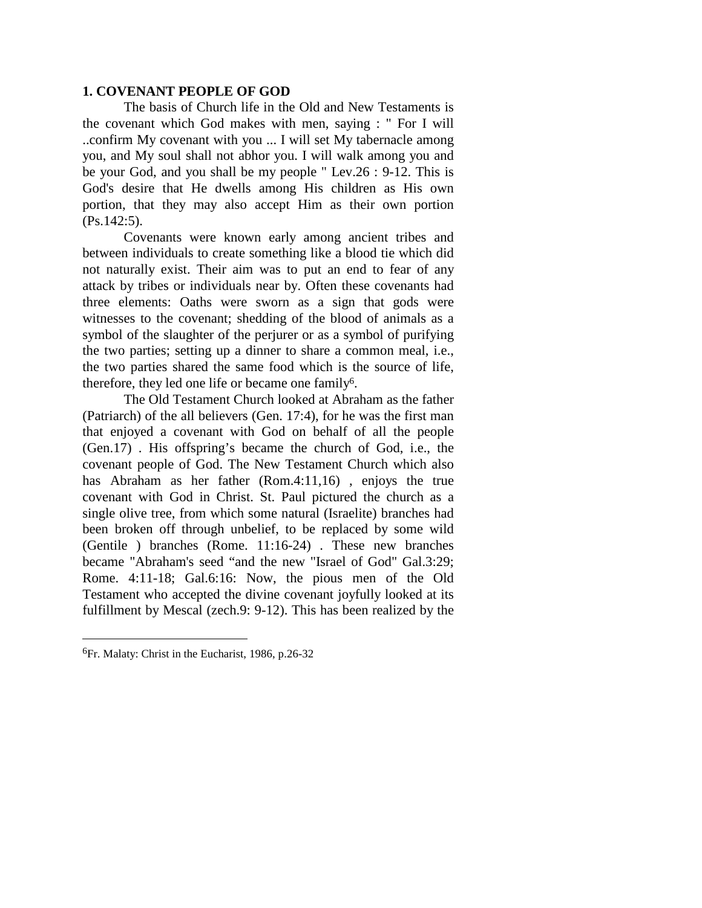**1. COVENANT PEOPLE OF GOD**

The basis of Church life in the Old and New Testaments is the covenant which God makes with men, saying : " For I will ..confirm My covenant with you ... I will set My tabernacle among you, and My soul shall not abhor you. I will walk among you and be your God, and you shall be my people " Lev.26 : 9-12. This is God's desire that He dwells among His children as His own portion, that they may also accept Him as their own portion (Ps.142:5).

Covenants were known early among ancient tribes and between individuals to create something like a blood tie which did not naturally exist. Their aim was to put an end to fear of any attack by tribes or individuals near by. Often these covenants had three elements: Oaths were sworn as a sign that gods were witnesses to the covenant; shedding of the blood of animals as a symbol of the slaughter of the perjurer or as a symbol of purifying the two parties; setting up a dinner to share a common meal, i.e., the two parties shared the same food which is the source of life, therefore, they led one life or became one family[6].

The Old Testament Church looked at Abraham as the father (Patriarch) of the all believers (Gen. 17:4), for he was the first man that enjoyed a covenant with God on behalf of all the people (Gen.17) . His offspring's became the church of God, i.e., the covenant people of God. The New Testament Church which also has Abraham as her father (Rom.4:11,16) , enjoys the true covenant with God in Christ. St. Paul pictured the church as a single olive tree, from which some natural (Israelite) branches had been broken off through unbelief, to be replaced by some wild (Gentile ) branches (Rome. 11:16-24) . These new branches became "Abraham's seed "and the new "Israel of God" Gal.3:29; Rome. 4:11-18; Gal.6:16: Now, the pious men of the Old Testament who accepted the divine covenant joyfully looked at its fulfillment by Mescal (zech.9: 9-12). This has been realized by the

---

[6]Fr. Malaty: Christ in the Eucharist, 1986, p.26-32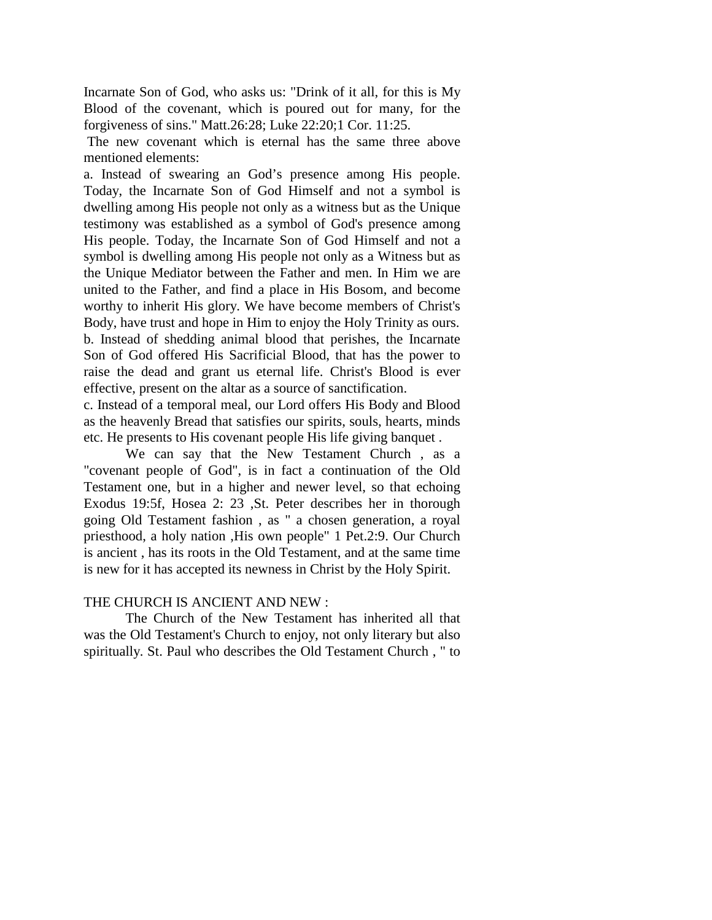Incarnate Son of God, who asks us: "Drink of it all, for this is My Blood of the covenant, which is poured out for many, for the forgiveness of sins." Matt.26:28; Luke 22:20;1 Cor. 11:25.

The new covenant which is eternal has the same three above mentioned elements:

a. Instead of swearing an God's presence among His people. Today, the Incarnate Son of God Himself and not a symbol is dwelling among His people not only as a witness but as the Unique testimony was established as a symbol of God's presence among His people. Today, the Incarnate Son of God Himself and not a symbol is dwelling among His people not only as a Witness but as the Unique Mediator between the Father and men. In Him we are united to the Father, and find a place in His Bosom, and become worthy to inherit His glory. We have become members of Christ's Body, have trust and hope in Him to enjoy the Holy Trinity as ours.

b. Instead of shedding animal blood that perishes, the Incarnate Son of God offered His Sacrificial Blood, that has the power to raise the dead and grant us eternal life. Christ's Blood is ever effective, present on the altar as a source of sanctification.

c. Instead of a temporal meal, our Lord offers His Body and Blood as the heavenly Bread that satisfies our spirits, souls, hearts, minds etc. He presents to His covenant people His life giving banquet .

We can say that the New Testament Church , as a "covenant people of God", is in fact a continuation of the Old Testament one, but in a higher and newer level, so that echoing Exodus 19:5f, Hosea 2: 23 ,St. Peter describes her in thorough going Old Testament fashion , as " a chosen generation, a royal priesthood, a holy nation ,His own people" 1 Pet.2:9. Our Church is ancient , has its roots in the Old Testament, and at the same time is new for it has accepted its newness in Christ by the Holy Spirit.

## THE CHURCH IS ANCIENT AND NEW :

The Church of the New Testament has inherited all that was the Old Testament's Church to enjoy, not only literary but also spiritually. St. Paul who describes the Old Testament Church , " to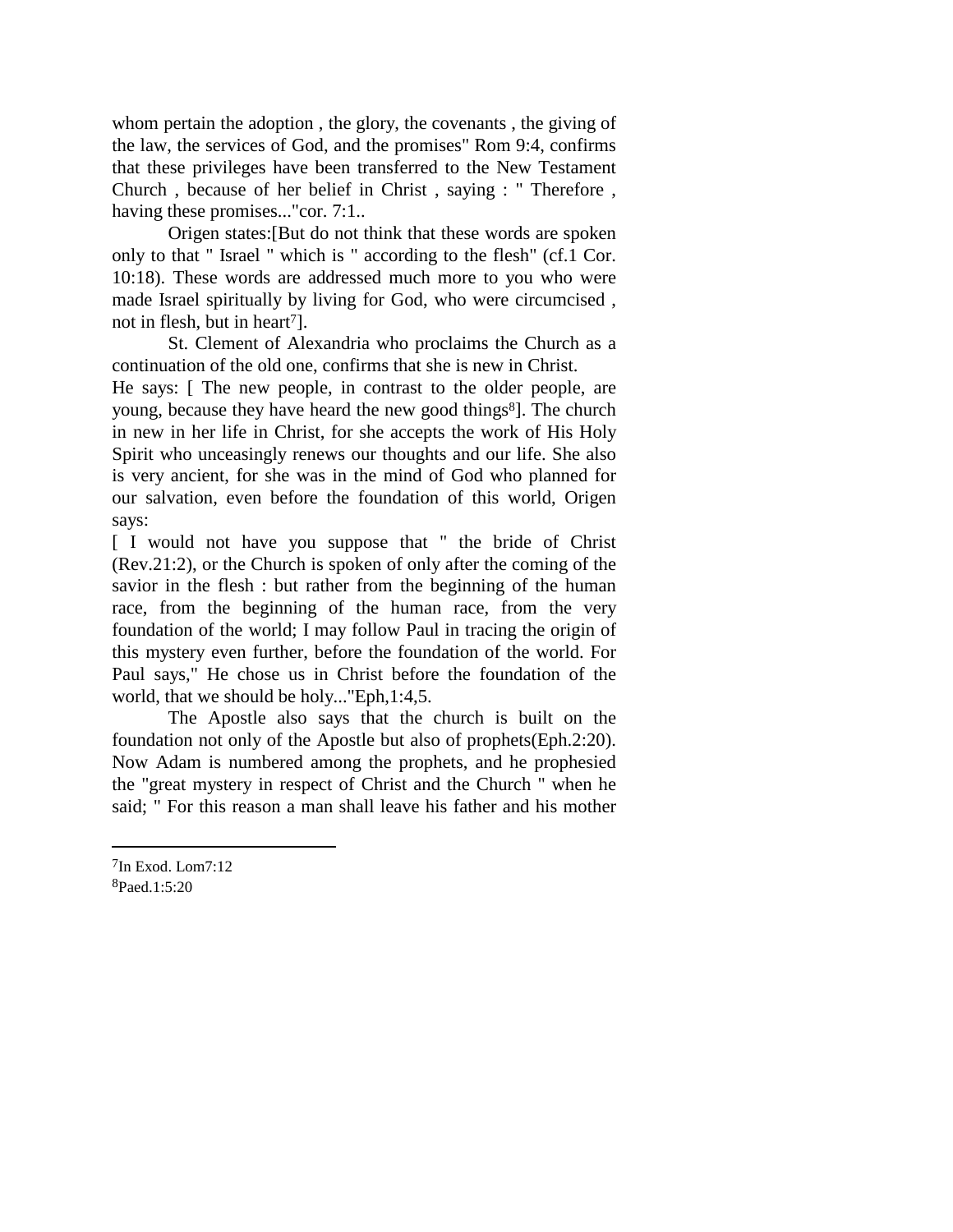whom pertain the adoption , the glory, the covenants , the giving of the law, the services of God, and the promises" Rom 9:4, confirms that these privileges have been transferred to the New Testament Church , because of her belief in Christ , saying : " Therefore , having these promises..."cor. 7:1..

Origen states:[But do not think that these words are spoken only to that " Israel " which is " according to the flesh" (cf.1 Cor. 10:18). These words are addressed much more to you who were made Israel spiritually by living for God, who were circumcised , not in flesh, but in heart[7]].

St. Clement of Alexandria who proclaims the Church as a continuation of the old one, confirms that she is new in Christ.
He says: [ The new people, in contrast to the older people, are young, because they have heard the new good things[8]]. The church in new in her life in Christ, for she accepts the work of His Holy Spirit who unceasingly renews our thoughts and our life. She also is very ancient, for she was in the mind of God who planned for our salvation, even before the foundation of this world, Origen says:
[ I would not have you suppose that " the bride of Christ (Rev.21:2), or the Church is spoken of only after the coming of the savior in the flesh : but rather from the beginning of the human race, from the beginning of the human race, from the very foundation of the world; I may follow Paul in tracing the origin of this mystery even further, before the foundation of the world. For Paul says," He chose us in Christ before the foundation of the world, that we should be holy..."Eph,1:4,5.

The Apostle also says that the church is built on the foundation not only of the Apostle but also of prophets(Eph.2:20). Now Adam is numbered among the prophets, and he prophesied the "great mystery in respect of Christ and the Church " when he said; " For this reason a man shall leave his father and his mother

---

[7]In Exod. Lom7:12
[8]Paed.1:5:20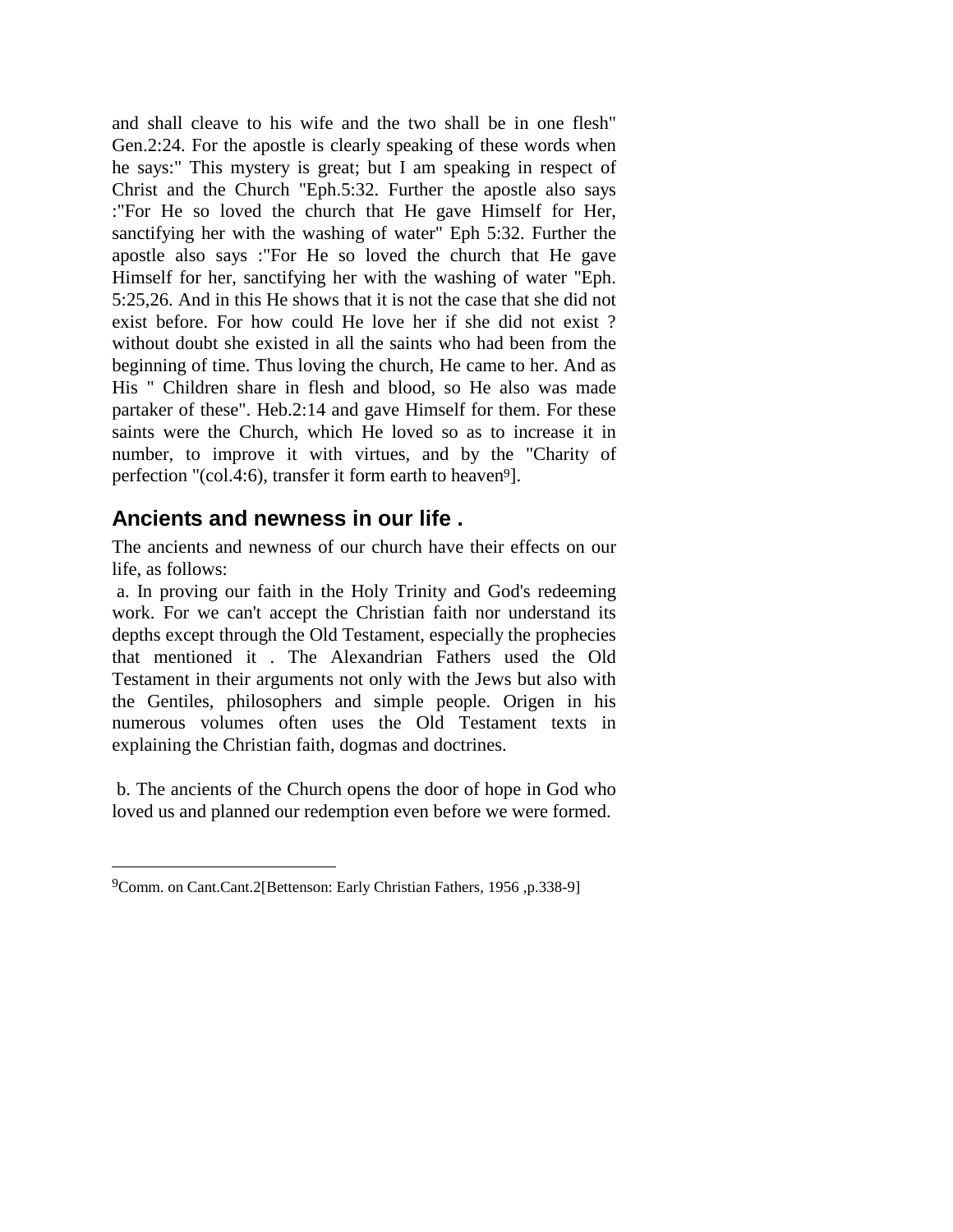and shall cleave to his wife and the two shall be in one flesh" Gen.2:24. For the apostle is clearly speaking of these words when he says:" This mystery is great; but I am speaking in respect of Christ and the Church "Eph.5:32. Further the apostle also says :"For He so loved the church that He gave Himself for Her, sanctifying her with the washing of water" Eph 5:32. Further the apostle also says :"For He so loved the church that He gave Himself for her, sanctifying her with the washing of water "Eph. 5:25,26. And in this He shows that it is not the case that she did not exist before. For how could He love her if she did not exist ? without doubt she existed in all the saints who had been from the beginning of time. Thus loving the church, He came to her. And as His " Children share in flesh and blood, so He also was made partaker of these". Heb.2:14 and gave Himself for them. For these saints were the Church, which He loved so as to increase it in number, to improve it with virtues, and by the "Charity of perfection "(col.4:6), transfer it form earth to heaven[9]].

## Ancients and newness in our life .

The ancients and newness of our church have their effects on our life, as follows:

a. In proving our faith in the Holy Trinity and God's redeeming work. For we can't accept the Christian faith nor understand its depths except through the Old Testament, especially the prophecies that mentioned it . The Alexandrian Fathers used the Old Testament in their arguments not only with the Jews but also with the Gentiles, philosophers and simple people. Origen in his numerous volumes often uses the Old Testament texts in explaining the Christian faith, dogmas and doctrines.

b. The ancients of the Church opens the door of hope in God who loved us and planned our redemption even before we were formed.

---

[9]Comm. on Cant.Cant.2[Bettenson: Early Christian Fathers, 1956 ,p.338-9]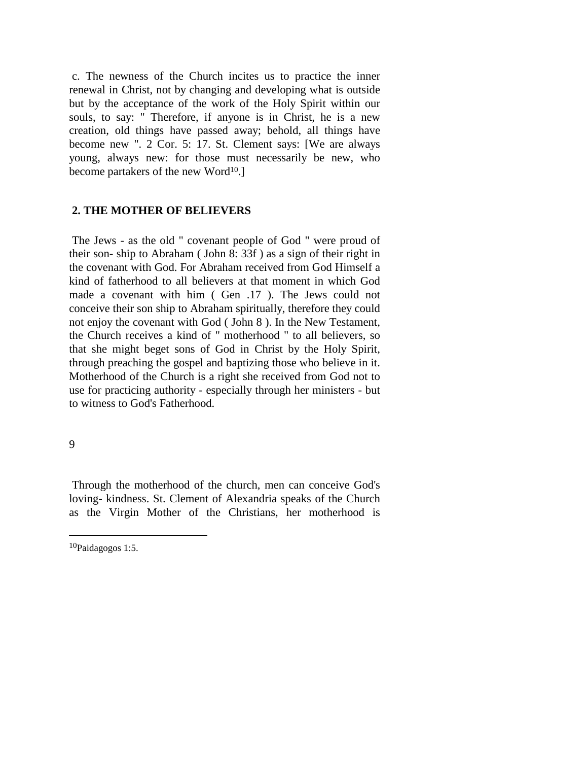c. The newness of the Church incites us to practice the inner renewal in Christ, not by changing and developing what is outside but by the acceptance of the work of the Holy Spirit within our souls, to say: " Therefore, if anyone is in Christ, he is a new creation, old things have passed away; behold, all things have become new ". 2 Cor. 5: 17. St. Clement says: [We are always young, always new: for those must necessarily be new, who become partakers of the new Word[10].]

## 2. THE MOTHER OF BELIEVERS

The Jews - as the old " covenant people of God " were proud of their son- ship to Abraham ( John 8: 33f ) as a sign of their right in the covenant with God. For Abraham received from God Himself a kind of fatherhood to all believers at that moment in which God made a covenant with him ( Gen .17 ). The Jews could not conceive their son ship to Abraham spiritually, therefore they could not enjoy the covenant with God ( John 8 ). In the New Testament, the Church receives a kind of " motherhood " to all believers, so that she might beget sons of God in Christ by the Holy Spirit, through preaching the gospel and baptizing those who believe in it. Motherhood of the Church is a right she received from God not to use for practicing authority - especially through her ministers - but to witness to God's Fatherhood.

Through the motherhood of the church, men can conceive God's loving- kindness. St. Clement of Alexandria speaks of the Church as the Virgin Mother of the Christians, her motherhood is

---

[10] Paidagogos 1:5.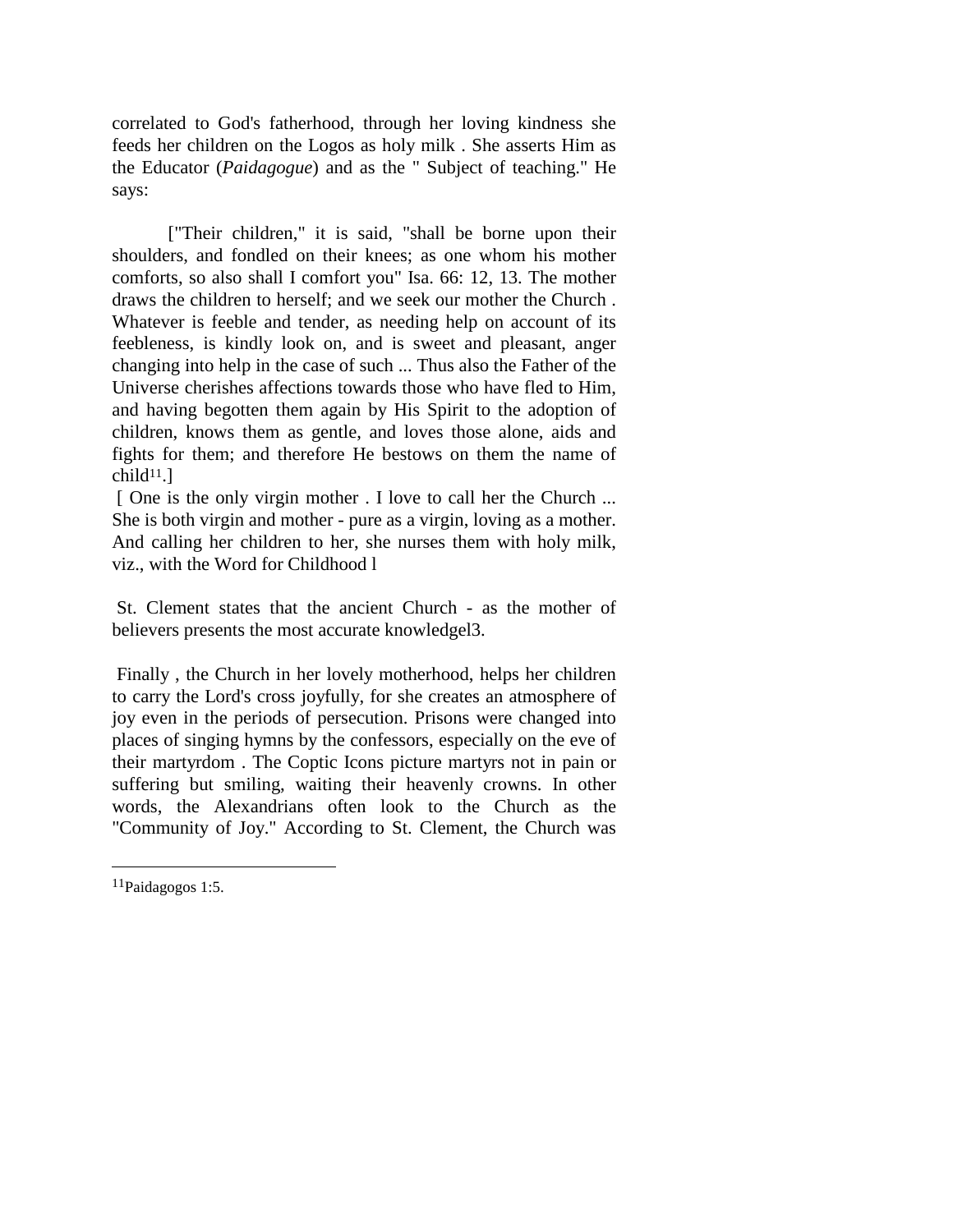correlated to God's fatherhood, through her loving kindness she feeds her children on the Logos as holy milk . She asserts Him as the Educator (*Paidagogue*) and as the " Subject of teaching." He says:

["Their children," it is said, "shall be borne upon their shoulders, and fondled on their knees; as one whom his mother comforts, so also shall I comfort you" Isa. 66: 12, 13. The mother draws the children to herself; and we seek our mother the Church . Whatever is feeble and tender, as needing help on account of its feebleness, is kindly look on, and is sweet and pleasant, anger changing into help in the case of such ... Thus also the Father of the Universe cherishes affections towards those who have fled to Him, and having begotten them again by His Spirit to the adoption of children, knows them as gentle, and loves those alone, aids and fights for them; and therefore He bestows on them the name of child[11].]

[ One is the only virgin mother . I love to call her the Church ... She is both virgin and mother - pure as a virgin, loving as a mother. And calling her children to her, she nurses them with holy milk, viz., with the Word for Childhood l

St. Clement states that the ancient Church - as the mother of believers presents the most accurate knowledgel3.

Finally , the Church in her lovely motherhood, helps her children to carry the Lord's cross joyfully, for she creates an atmosphere of joy even in the periods of persecution. Prisons were changed into places of singing hymns by the confessors, especially on the eve of their martyrdom . The Coptic Icons picture martyrs not in pain or suffering but smiling, waiting their heavenly crowns. In other words, the Alexandrians often look to the Church as the "Community of Joy." According to St. Clement, the Church was

---

[11]Paidagogos 1:5.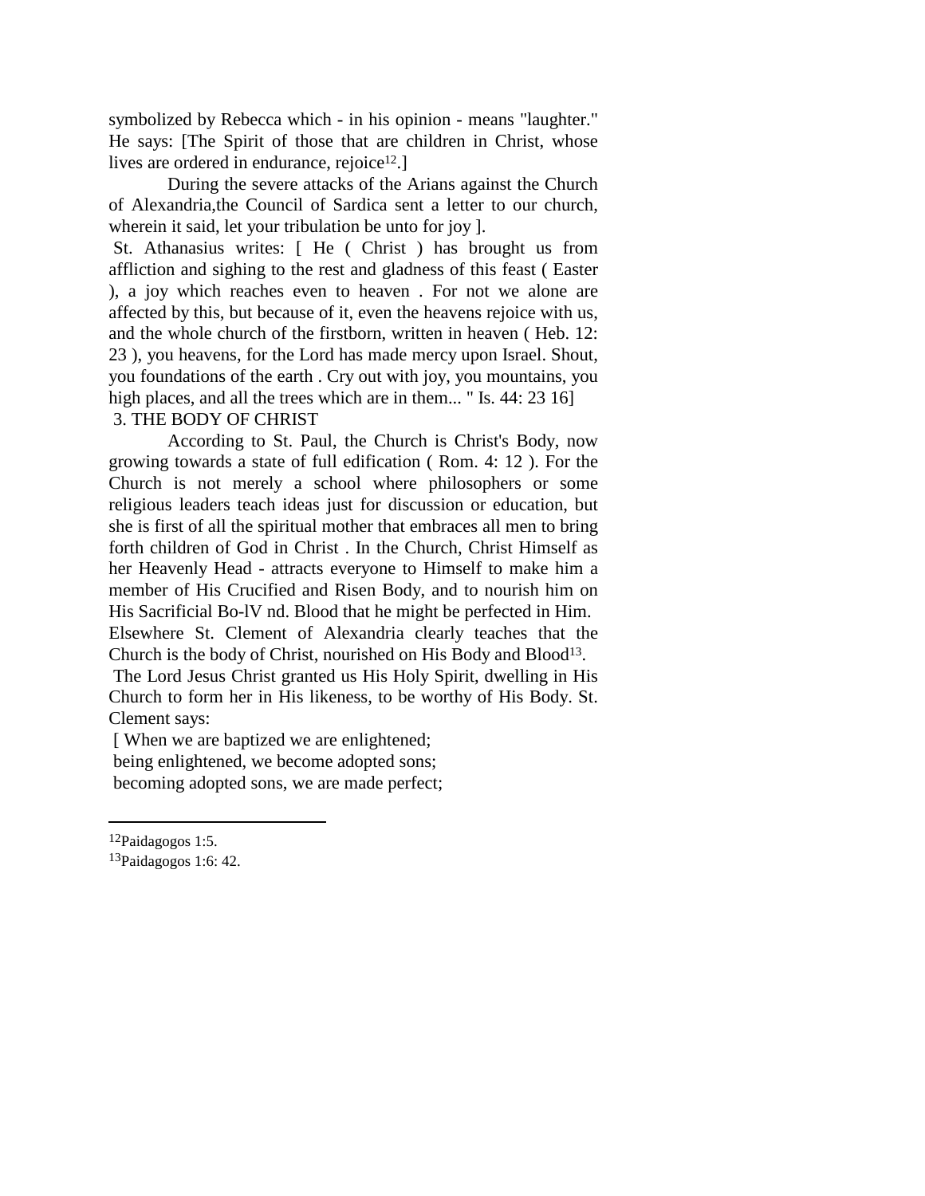symbolized by Rebecca which - in his opinion - means "laughter." He says: [The Spirit of those that are children in Christ, whose lives are ordered in endurance, rejoice[12].]

During the severe attacks of the Arians against the Church of Alexandria,the Council of Sardica sent a letter to our church, wherein it said, let your tribulation be unto for joy ].

St. Athanasius writes: [ He ( Christ ) has brought us from affliction and sighing to the rest and gladness of this feast ( Easter ), a joy which reaches even to heaven . For not we alone are affected by this, but because of it, even the heavens rejoice with us, and the whole church of the firstborn, written in heaven ( Heb. 12: 23 ), you heavens, for the Lord has made mercy upon Israel. Shout, you foundations of the earth . Cry out with joy, you mountains, you high places, and all the trees which are in them... " Is. 44: 23 16]

3. THE BODY OF CHRIST

According to St. Paul, the Church is Christ's Body, now growing towards a state of full edification ( Rom. 4: 12 ). For the Church is not merely a school where philosophers or some religious leaders teach ideas just for discussion or education, but she is first of all the spiritual mother that embraces all men to bring forth children of God in Christ . In the Church, Christ Himself as her Heavenly Head - attracts everyone to Himself to make him a member of His Crucified and Risen Body, and to nourish him on His Sacrificial Bo-lV nd. Blood that he might be perfected in Him.

Elsewhere St. Clement of Alexandria clearly teaches that the Church is the body of Christ, nourished on His Body and Blood[13].

The Lord Jesus Christ granted us His Holy Spirit, dwelling in His Church to form her in His likeness, to be worthy of His Body. St. Clement says:

[ When we are baptized we are enlightened;  
being enlightened, we become adopted sons;  
becoming adopted sons, we are made perfect;

---

[12] Paidagogos 1:5.

[13] Paidagogos 1:6: 42.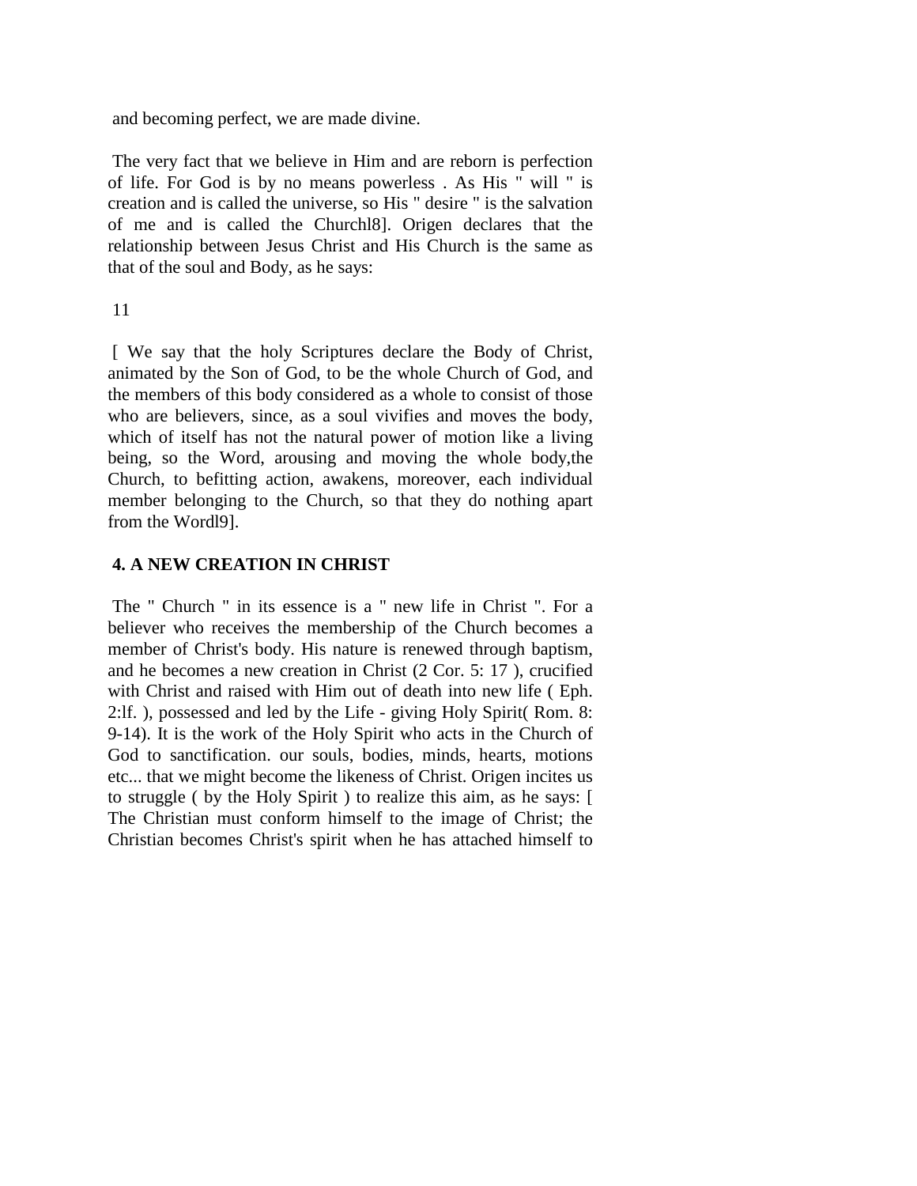and becoming perfect, we are made divine.

The very fact that we believe in Him and are reborn is perfection of life. For God is by no means powerless . As His " will " is creation and is called the universe, so His " desire " is the salvation of me and is called the Churchl8]. Origen declares that the relationship between Jesus Christ and His Church is the same as that of the soul and Body, as he says:

[ We say that the holy Scriptures declare the Body of Christ, animated by the Son of God, to be the whole Church of God, and the members of this body considered as a whole to consist of those who are believers, since, as a soul vivifies and moves the body, which of itself has not the natural power of motion like a living being, so the Word, arousing and moving the whole body,the Church, to befitting action, awakens, moreover, each individual member belonging to the Church, so that they do nothing apart from the Wordl9].

**4. A NEW CREATION IN CHRIST**

The " Church " in its essence is a " new life in Christ ". For a believer who receives the membership of the Church becomes a member of Christ's body. His nature is renewed through baptism, and he becomes a new creation in Christ (2 Cor. 5: 17 ), crucified with Christ and raised with Him out of death into new life ( Eph. 2:lf. ), possessed and led by the Life - giving Holy Spirit( Rom. 8: 9-14). It is the work of the Holy Spirit who acts in the Church of God to sanctification. our souls, bodies, minds, hearts, motions etc... that we might become the likeness of Christ. Origen incites us to struggle ( by the Holy Spirit ) to realize this aim, as he says: [ The Christian must conform himself to the image of Christ; the Christian becomes Christ's spirit when he has attached himself to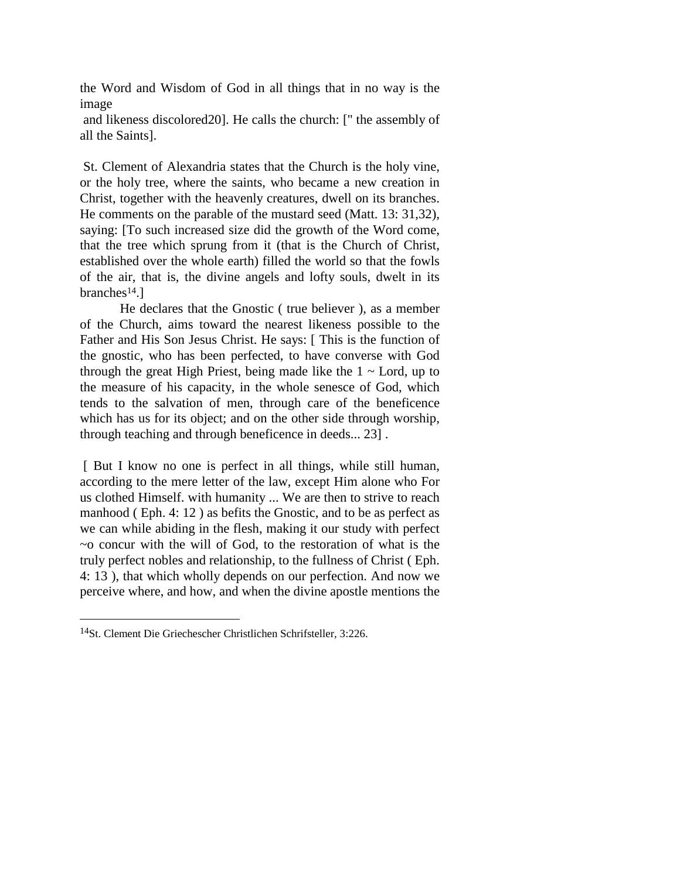the Word and Wisdom of God in all things that in no way is the image
and likeness discolored20]. He calls the church: [" the assembly of all the Saints].

St. Clement of Alexandria states that the Church is the holy vine, or the holy tree, where the saints, who became a new creation in Christ, together with the heavenly creatures, dwell on its branches. He comments on the parable of the mustard seed (Matt. 13: 31,32), saying: [To such increased size did the growth of the Word come, that the tree which sprung from it (that is the Church of Christ, established over the whole earth) filled the world so that the fowls of the air, that is, the divine angels and lofty souls, dwelt in its branches[14].]

He declares that the Gnostic ( true believer ), as a member of the Church, aims toward the nearest likeness possible to the Father and His Son Jesus Christ. He says: [ This is the function of the gnostic, who has been perfected, to have converse with God through the great High Priest, being made like the 1 ~ Lord, up to the measure of his capacity, in the whole senesce of God, which tends to the salvation of men, through care of the beneficence which has us for its object; and on the other side through worship, through teaching and through beneficence in deeds... 23] .

[ But I know no one is perfect in all things, while still human, according to the mere letter of the law, except Him alone who For us clothed Himself. with humanity ... We are then to strive to reach manhood ( Eph. 4: 12 ) as befits the Gnostic, and to be as perfect as we can while abiding in the flesh, making it our study with perfect ~o concur with the will of God, to the restoration of what is the truly perfect nobles and relationship, to the fullness of Christ ( Eph. 4: 13 ), that which wholly depends on our perfection. And now we perceive where, and how, and when the divine apostle mentions the

---

[14]St. Clement Die Griechescher Christlichen Schrifsteller, 3:226.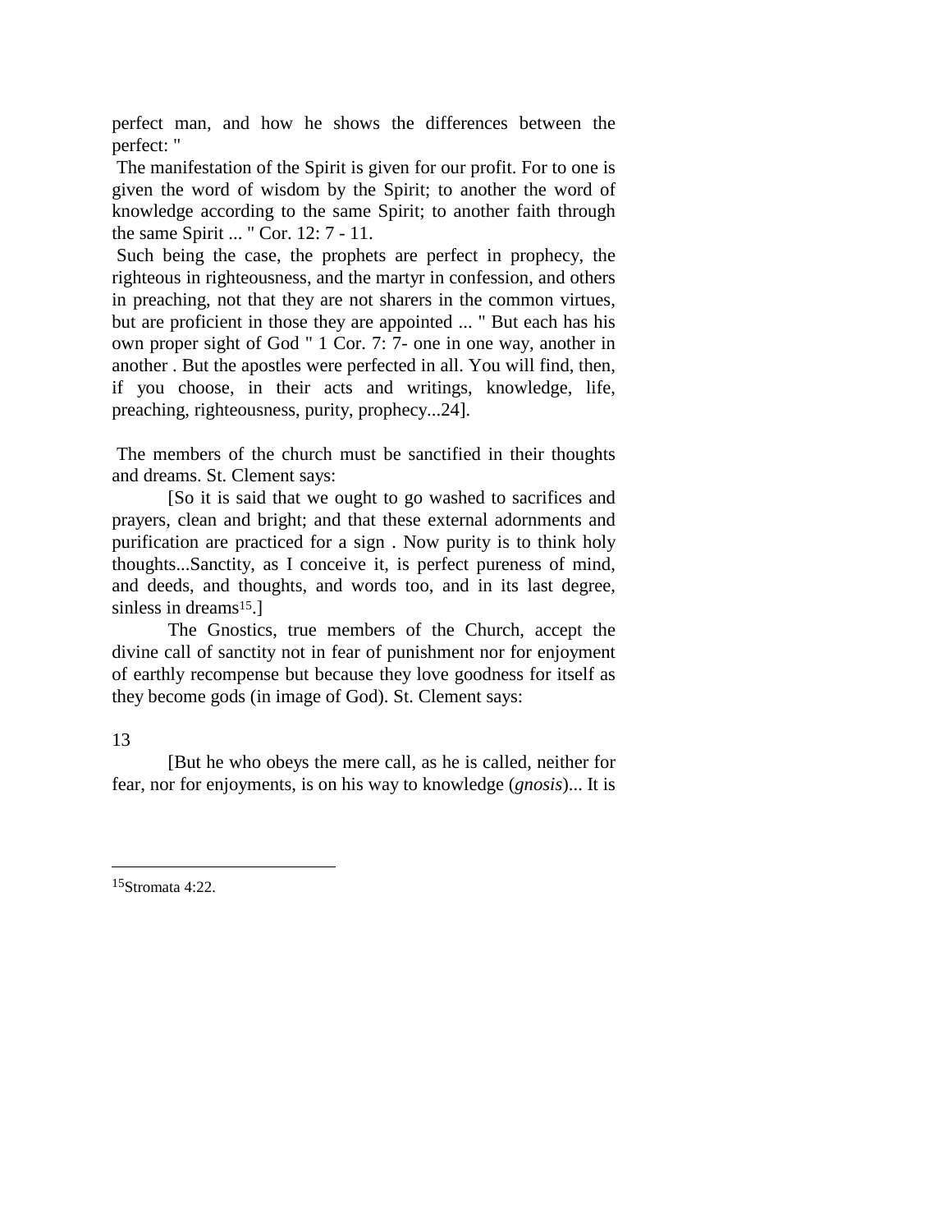perfect man, and how he shows the differences between the perfect: "

The manifestation of the Spirit is given for our profit. For to one is given the word of wisdom by the Spirit; to another the word of knowledge according to the same Spirit; to another faith through the same Spirit ... " Cor. 12: 7 - 11.

Such being the case, the prophets are perfect in prophecy, the righteous in righteousness, and the martyr in confession, and others in preaching, not that they are not sharers in the common virtues, but are proficient in those they are appointed ... " But each has his own proper sight of God " 1 Cor. 7: 7- one in one way, another in another . But the apostles were perfected in all. You will find, then, if you choose, in their acts and writings, knowledge, life, preaching, righteousness, purity, prophecy...24].

The members of the church must be sanctified in their thoughts and dreams. St. Clement says:

[So it is said that we ought to go washed to sacrifices and prayers, clean and bright; and that these external adornments and purification are practiced for a sign . Now purity is to think holy thoughts...Sanctity, as I conceive it, is perfect pureness of mind, and deeds, and thoughts, and words too, and in its last degree, sinless in dreams[15].]

The Gnostics, true members of the Church, accept the divine call of sanctity not in fear of punishment nor for enjoyment of earthly recompense but because they love goodness for itself as they become gods (in image of God). St. Clement says:

[But he who obeys the mere call, as he is called, neither for fear, nor for enjoyments, is on his way to knowledge (*gnosis*)... It is

---

[15] Stromata 4:22.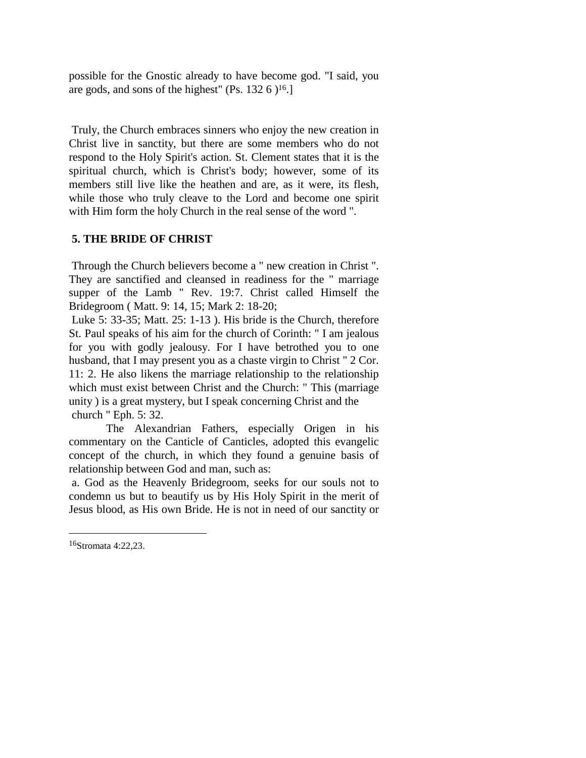possible for the Gnostic already to have become god. "I said, you are gods, and sons of the highest" (Ps. 132 6 )[16].]

Truly, the Church embraces sinners who enjoy the new creation in Christ live in sanctity, but there are some members who do not respond to the Holy Spirit's action. St. Clement states that it is the spiritual church, which is Christ's body; however, some of its members still live like the heathen and are, as it were, its flesh, while those who truly cleave to the Lord and become one spirit with Him form the holy Church in the real sense of the word ".

## 5. THE BRIDE OF CHRIST

Through the Church believers become a " new creation in Christ ". They are sanctified and cleansed in readiness for the " marriage supper of the Lamb " Rev. 19:7. Christ called Himself the Bridegroom ( Matt. 9: 14, 15; Mark 2: 18-20; Luke 5: 33-35; Matt. 25: 1-13 ). His bride is the Church, therefore St. Paul speaks of his aim for the church of Corinth: " I am jealous for you with godly jealousy. For I have betrothed you to one husband, that I may present you as a chaste virgin to Christ " 2 Cor. 11: 2. He also likens the marriage relationship to the relationship which must exist between Christ and the Church: " This (marriage unity ) is a great mystery, but I speak concerning Christ and the church " Eph. 5: 32.

The Alexandrian Fathers, especially Origen in his commentary on the Canticle of Canticles, adopted this evangelic concept of the church, in which they found a genuine basis of relationship between God and man, such as:

a. God as the Heavenly Bridegroom, seeks for our souls not to condemn us but to beautify us by His Holy Spirit in the merit of Jesus blood, as His own Bride. He is not in need of our sanctity or

---

[16] Stromata 4:22,23.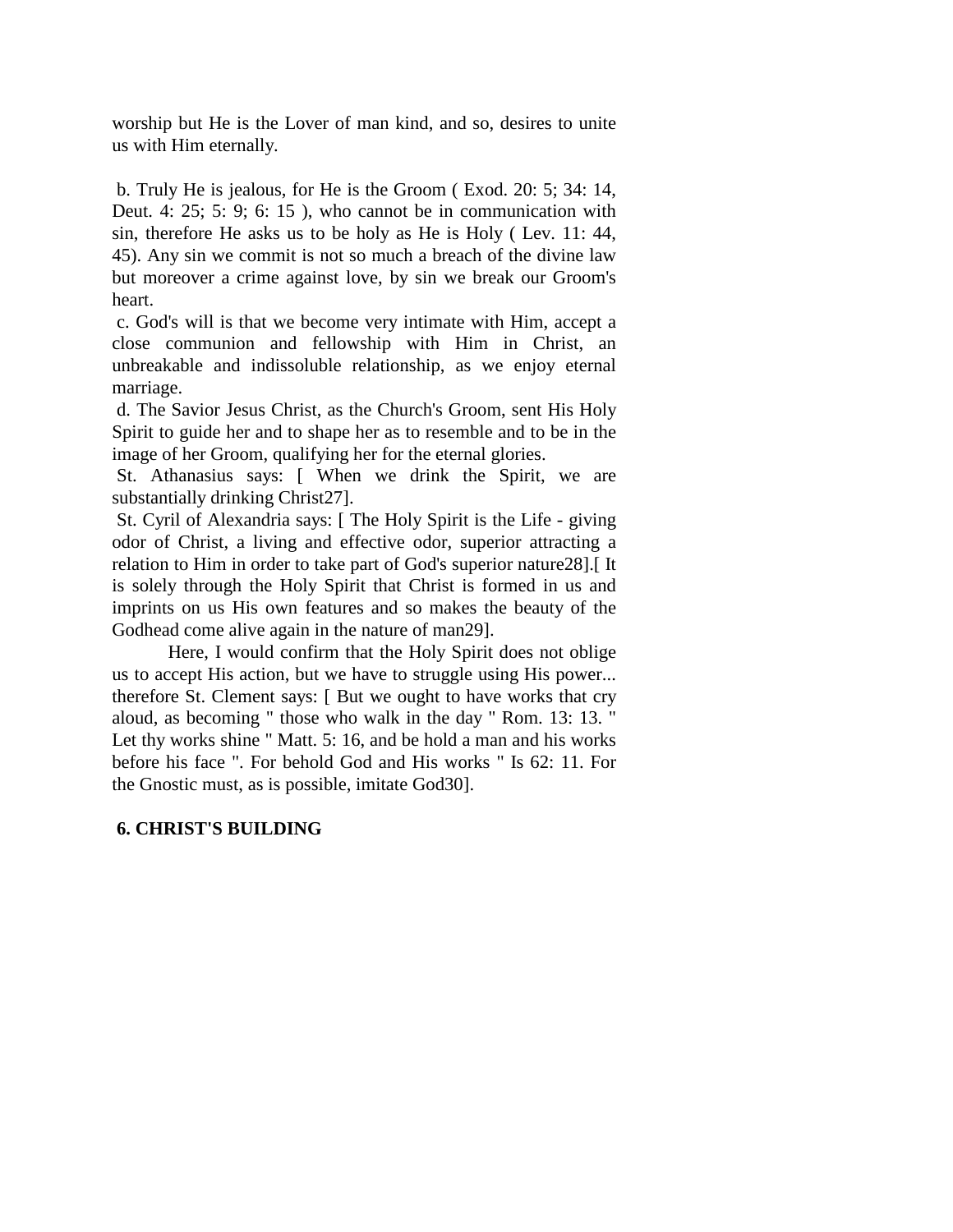worship but He is the Lover of man kind, and so, desires to unite us with Him eternally.

b. Truly He is jealous, for He is the Groom ( Exod. 20: 5; 34: 14, Deut. 4: 25; 5: 9; 6: 15 ), who cannot be in communication with sin, therefore He asks us to be holy as He is Holy ( Lev. 11: 44, 45). Any sin we commit is not so much a breach of the divine law but moreover a crime against love, by sin we break our Groom's heart.

c. God's will is that we become very intimate with Him, accept a close communion and fellowship with Him in Christ, an unbreakable and indissoluble relationship, as we enjoy eternal marriage.

d. The Savior Jesus Christ, as the Church's Groom, sent His Holy Spirit to guide her and to shape her as to resemble and to be in the image of her Groom, qualifying her for the eternal glories.

St. Athanasius says: [ When we drink the Spirit, we are substantially drinking Christ27].

St. Cyril of Alexandria says: [ The Holy Spirit is the Life - giving odor of Christ, a living and effective odor, superior attracting a relation to Him in order to take part of God's superior nature28].[ It is solely through the Holy Spirit that Christ is formed in us and imprints on us His own features and so makes the beauty of the Godhead come alive again in the nature of man29].

Here, I would confirm that the Holy Spirit does not oblige us to accept His action, but we have to struggle using His power... therefore St. Clement says: [ But we ought to have works that cry aloud, as becoming " those who walk in the day " Rom. 13: 13. " Let thy works shine " Matt. 5: 16, and be hold a man and his works before his face ". For behold God and His works " Is 62: 11. For the Gnostic must, as is possible, imitate God30].

**6. CHRIST'S BUILDING**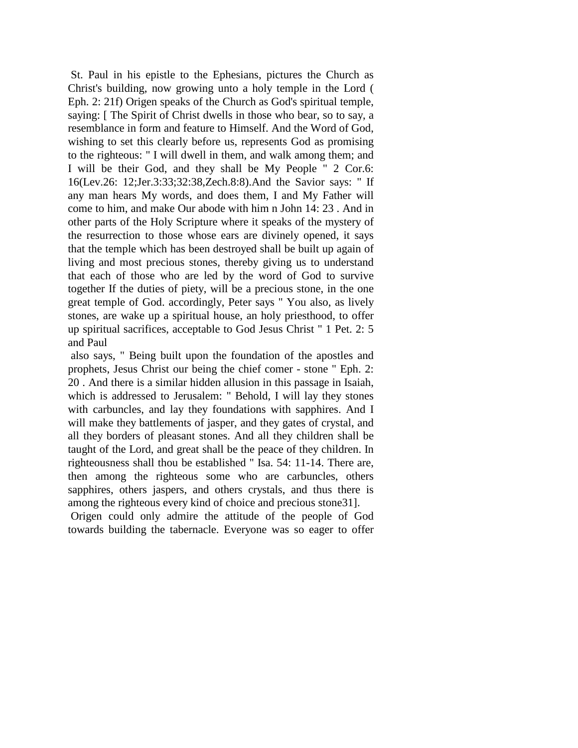St. Paul in his epistle to the Ephesians, pictures the Church as Christ's building, now growing unto a holy temple in the Lord ( Eph. 2: 21f) Origen speaks of the Church as God's spiritual temple, saying: [ The Spirit of Christ dwells in those who bear, so to say, a resemblance in form and feature to Himself. And the Word of God, wishing to set this clearly before us, represents God as promising to the righteous: " I will dwell in them, and walk among them; and I will be their God, and they shall be My People " 2 Cor.6: 16(Lev.26: 12;Jer.3:33;32:38,Zech.8:8).And the Savior says: " If any man hears My words, and does them, I and My Father will come to him, and make Our abode with him n John 14: 23 . And in other parts of the Holy Scripture where it speaks of the mystery of the resurrection to those whose ears are divinely opened, it says that the temple which has been destroyed shall be built up again of living and most precious stones, thereby giving us to understand that each of those who are led by the word of God to survive together If the duties of piety, will be a precious stone, in the one great temple of God. accordingly, Peter says " You also, as lively stones, are wake up a spiritual house, an holy priesthood, to offer up spiritual sacrifices, acceptable to God Jesus Christ " 1 Pet. 2: 5 and Paul

also says, " Being built upon the foundation of the apostles and prophets, Jesus Christ our being the chief comer - stone " Eph. 2: 20 . And there is a similar hidden allusion in this passage in Isaiah, which is addressed to Jerusalem: " Behold, I will lay they stones with carbuncles, and lay they foundations with sapphires. And I will make they battlements of jasper, and they gates of crystal, and all they borders of pleasant stones. And all they children shall be taught of the Lord, and great shall be the peace of they children. In righteousness shall thou be established " Isa. 54: 11-14. There are, then among the righteous some who are carbuncles, others sapphires, others jaspers, and others crystals, and thus there is among the righteous every kind of choice and precious stone31].

Origen could only admire the attitude of the people of God towards building the tabernacle. Everyone was so eager to offer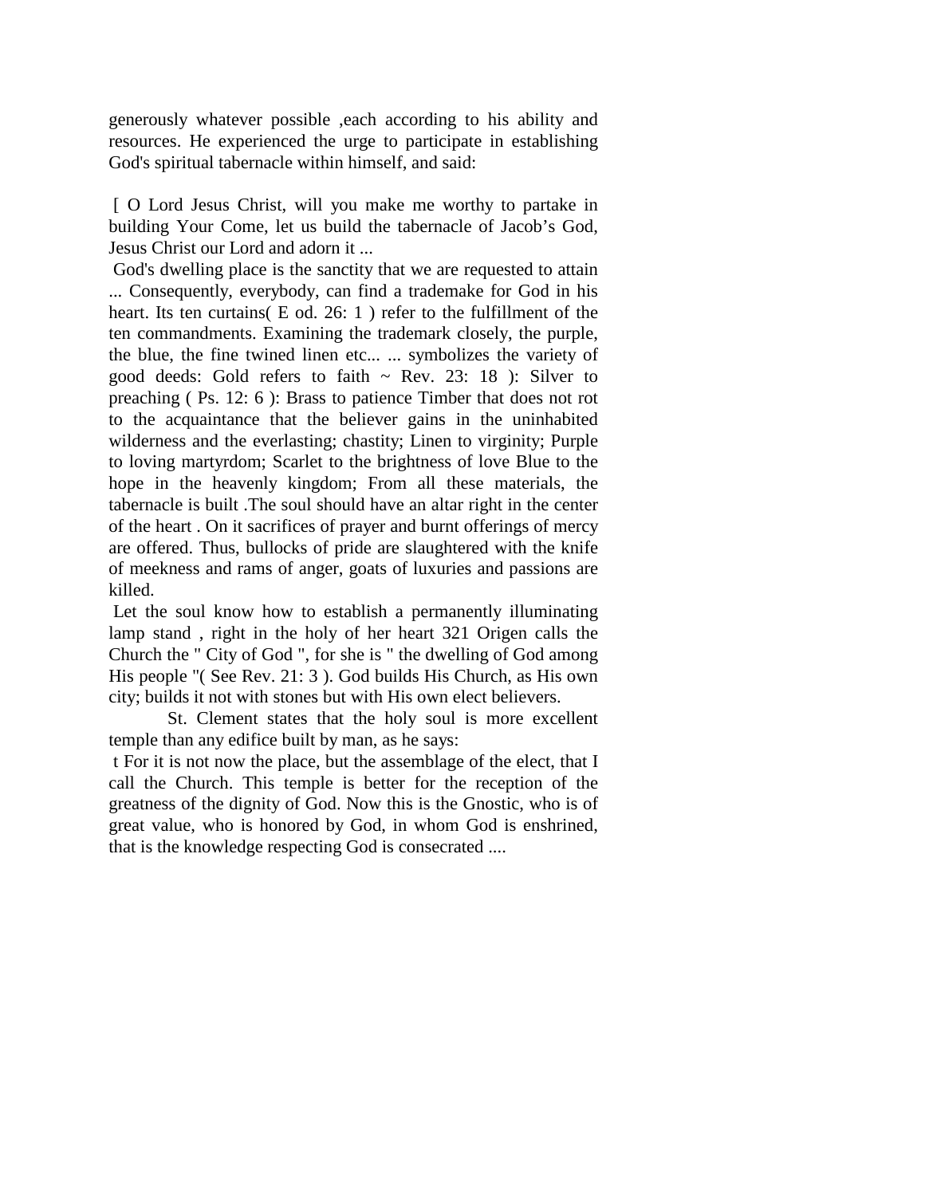generously whatever possible ,each according to his ability and resources. He experienced the urge to participate in establishing God's spiritual tabernacle within himself, and said:

[ O Lord Jesus Christ, will you make me worthy to partake in building Your Come, let us build the tabernacle of Jacob's God, Jesus Christ our Lord and adorn it ...

God's dwelling place is the sanctity that we are requested to attain ... Consequently, everybody, can find a trademake for God in his heart. Its ten curtains( E od. 26: 1 ) refer to the fulfillment of the ten commandments. Examining the trademark closely, the purple, the blue, the fine twined linen etc... ... symbolizes the variety of good deeds: Gold refers to faith ~ Rev. 23: 18 ): Silver to preaching ( Ps. 12: 6 ): Brass to patience Timber that does not rot to the acquaintance that the believer gains in the uninhabited wilderness and the everlasting; chastity; Linen to virginity; Purple to loving martyrdom; Scarlet to the brightness of love Blue to the hope in the heavenly kingdom; From all these materials, the tabernacle is built .The soul should have an altar right in the center of the heart . On it sacrifices of prayer and burnt offerings of mercy are offered. Thus, bullocks of pride are slaughtered with the knife of meekness and rams of anger, goats of luxuries and passions are killed.

Let the soul know how to establish a permanently illuminating lamp stand , right in the holy of her heart 321 Origen calls the Church the " City of God ", for she is " the dwelling of God among His people "( See Rev. 21: 3 ). God builds His Church, as His own city; builds it not with stones but with His own elect believers.

St. Clement states that the holy soul is more excellent temple than any edifice built by man, as he says:

t For it is not now the place, but the assemblage of the elect, that I call the Church. This temple is better for the reception of the greatness of the dignity of God. Now this is the Gnostic, who is of great value, who is honored by God, in whom God is enshrined, that is the knowledge respecting God is consecrated ....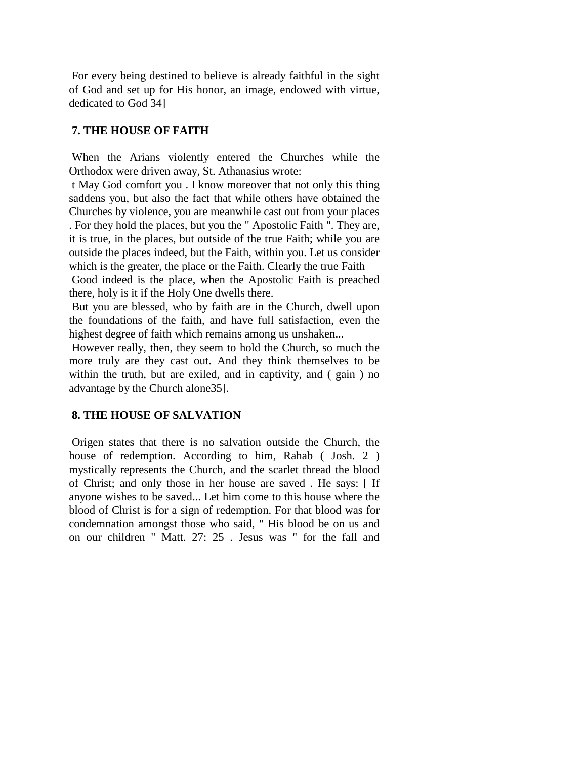For every being destined to believe is already faithful in the sight of God and set up for His honor, an image, endowed with virtue, dedicated to God 34]

## 7. THE HOUSE OF FAITH

When the Arians violently entered the Churches while the Orthodox were driven away, St. Athanasius wrote:

t May God comfort you . I know moreover that not only this thing saddens you, but also the fact that while others have obtained the Churches by violence, you are meanwhile cast out from your places . For they hold the places, but you the " Apostolic Faith ". They are, it is true, in the places, but outside of the true Faith; while you are outside the places indeed, but the Faith, within you. Let us consider which is the greater, the place or the Faith. Clearly the true Faith

Good indeed is the place, when the Apostolic Faith is preached there, holy is it if the Holy One dwells there.

But you are blessed, who by faith are in the Church, dwell upon the foundations of the faith, and have full satisfaction, even the highest degree of faith which remains among us unshaken...

However really, then, they seem to hold the Church, so much the more truly are they cast out. And they think themselves to be within the truth, but are exiled, and in captivity, and ( gain ) no advantage by the Church alone35].

## 8. THE HOUSE OF SALVATION

Origen states that there is no salvation outside the Church, the house of redemption. According to him, Rahab ( Josh. 2 ) mystically represents the Church, and the scarlet thread the blood of Christ; and only those in her house are saved . He says: [ If anyone wishes to be saved... Let him come to this house where the blood of Christ is for a sign of redemption. For that blood was for condemnation amongst those who said, " His blood be on us and on our children " Matt. 27: 25 . Jesus was " for the fall and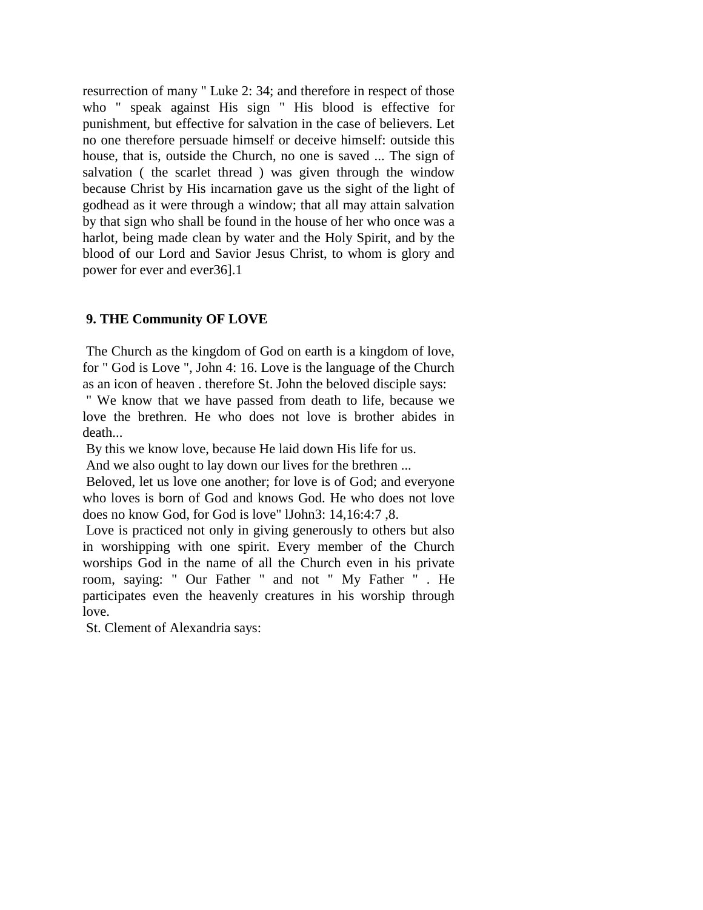resurrection of many " Luke 2: 34; and therefore in respect of those who " speak against His sign " His blood is effective for punishment, but effective for salvation in the case of believers. Let no one therefore persuade himself or deceive himself: outside this house, that is, outside the Church, no one is saved ... The sign of salvation ( the scarlet thread ) was given through the window because Christ by His incarnation gave us the sight of the light of godhead as it were through a window; that all may attain salvation by that sign who shall be found in the house of her who once was a harlot, being made clean by water and the Holy Spirit, and by the blood of our Lord and Savior Jesus Christ, to whom is glory and power for ever and ever36].1

**9. THE Community OF LOVE**

The Church as the kingdom of God on earth is a kingdom of love, for " God is Love ", John 4: 16. Love is the language of the Church as an icon of heaven . therefore St. John the beloved disciple says:

" We know that we have passed from death to life, because we love the brethren. He who does not love is brother abides in death...

By this we know love, because He laid down His life for us.

And we also ought to lay down our lives for the brethren ...

Beloved, let us love one another; for love is of God; and everyone who loves is born of God and knows God. He who does not love does no know God, for God is love" lJohn3: 14,16:4:7 ,8.

Love is practiced not only in giving generously to others but also in worshipping with one spirit. Every member of the Church worships God in the name of all the Church even in his private room, saying: " Our Father " and not " My Father " . He participates even the heavenly creatures in his worship through love.

St. Clement of Alexandria says: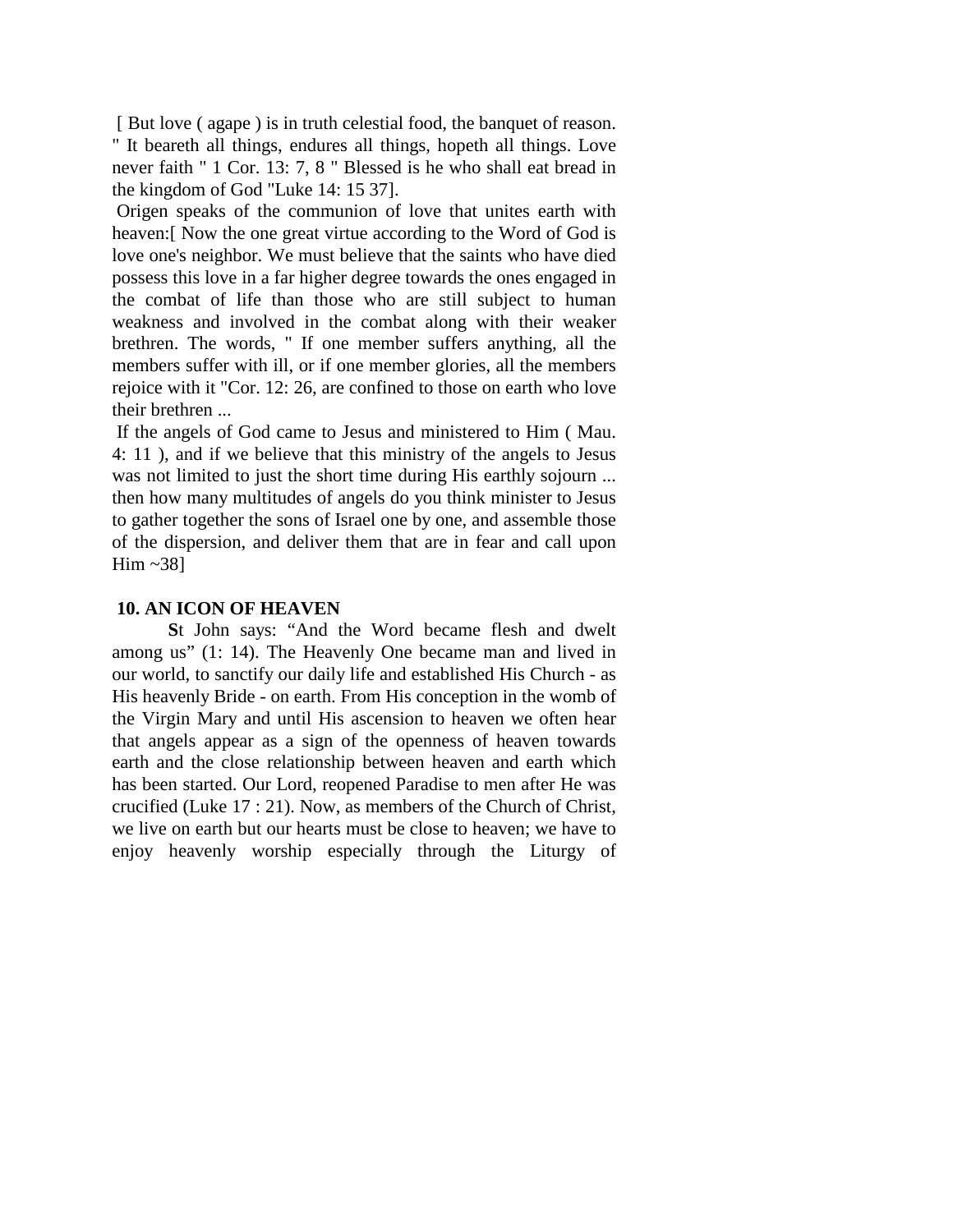[ But love ( agape ) is in truth celestial food, the banquet of reason. " It beareth all things, endures all things, hopeth all things. Love never faith " 1 Cor. 13: 7, 8 " Blessed is he who shall eat bread in the kingdom of God "Luke 14: 15 37].

Origen speaks of the communion of love that unites earth with heaven:[ Now the one great virtue according to the Word of God is love one's neighbor. We must believe that the saints who have died possess this love in a far higher degree towards the ones engaged in the combat of life than those who are still subject to human weakness and involved in the combat along with their weaker brethren. The words, " If one member suffers anything, all the members suffer with ill, or if one member glories, all the members rejoice with it "Cor. 12: 26, are confined to those on earth who love their brethren ...

If the angels of God came to Jesus and ministered to Him ( Mau. 4: 11 ), and if we believe that this ministry of the angels to Jesus was not limited to just the short time during His earthly sojourn ... then how many multitudes of angels do you think minister to Jesus to gather together the sons of Israel one by one, and assemble those of the dispersion, and deliver them that are in fear and call upon Him ~38]

## 10. AN ICON OF HEAVEN

**S**t John says: "And the Word became flesh and dwelt among us" (1: 14). The Heavenly One became man and lived in our world, to sanctify our daily life and established His Church - as His heavenly Bride - on earth. From His conception in the womb of the Virgin Mary and until His ascension to heaven we often hear that angels appear as a sign of the openness of heaven towards earth and the close relationship between heaven and earth which has been started. Our Lord, reopened Paradise to men after He was crucified (Luke 17 : 21). Now, as members of the Church of Christ, we live on earth but our hearts must be close to heaven; we have to enjoy heavenly worship especially through the Liturgy of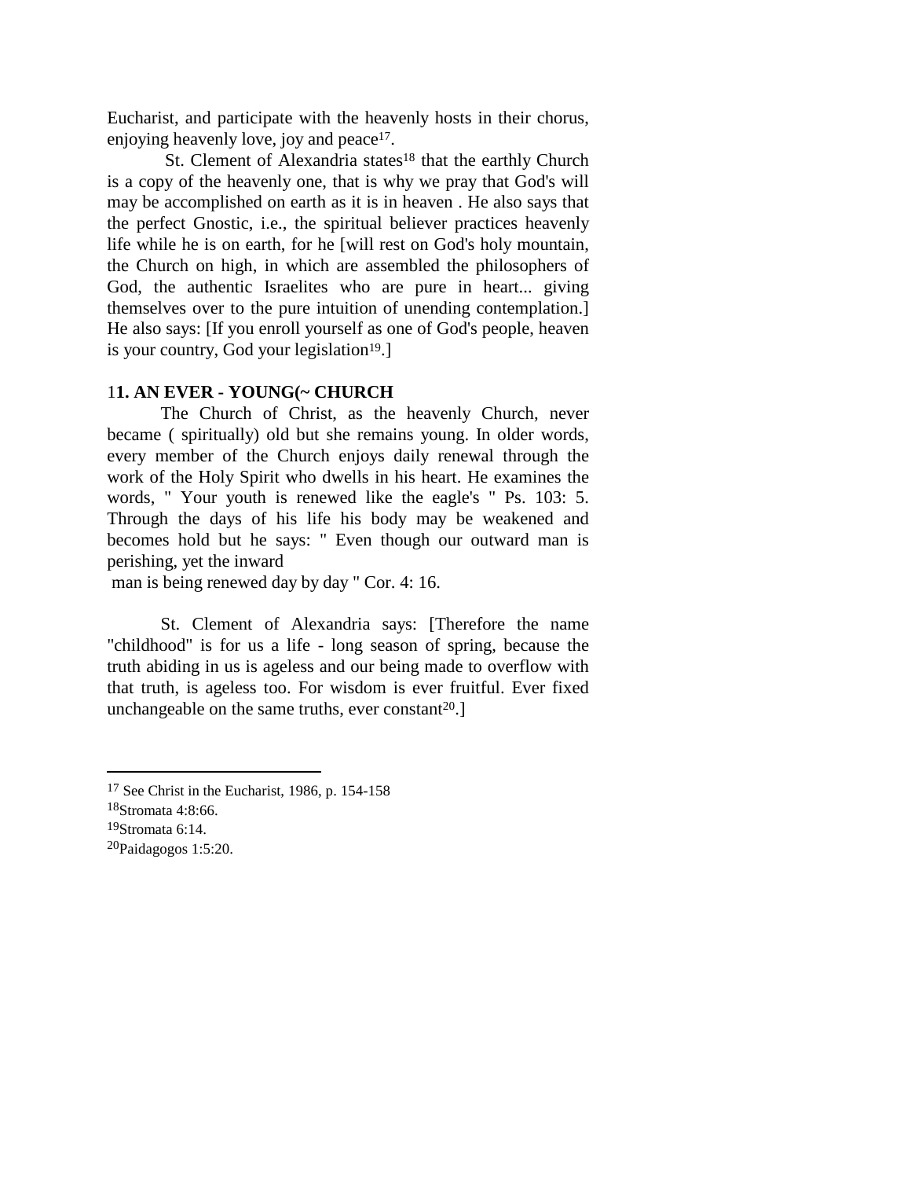Eucharist, and participate with the heavenly hosts in their chorus, enjoying heavenly love, joy and peace[17].

St. Clement of Alexandria states[18] that the earthly Church is a copy of the heavenly one, that is why we pray that God's will may be accomplished on earth as it is in heaven . He also says that the perfect Gnostic, i.e., the spiritual believer practices heavenly life while he is on earth, for he [will rest on God's holy mountain, the Church on high, in which are assembled the philosophers of God, the authentic Israelites who are pure in heart... giving themselves over to the pure intuition of unending contemplation.] He also says: [If you enroll yourself as one of God's people, heaven is your country, God your legislation[19].]

## 11. AN EVER - YOUNG(~ CHURCH

The Church of Christ, as the heavenly Church, never became ( spiritually) old but she remains young. In older words, every member of the Church enjoys daily renewal through the work of the Holy Spirit who dwells in his heart. He examines the words, " Your youth is renewed like the eagle's " Ps. 103: 5. Through the days of his life his body may be weakened and becomes hold but he says: " Even though our outward man is perishing, yet the inward man is being renewed day by day " Cor. 4: 16.

St. Clement of Alexandria says: [Therefore the name "childhood" is for us a life - long season of spring, because the truth abiding in us is ageless and our being made to overflow with that truth, is ageless too. For wisdom is ever fruitful. Ever fixed unchangeable on the same truths, ever constant[20].]

---

[17] See Christ in the Eucharist, 1986, p. 154-158

[18] Stromata 4:8:66.

[19] Stromata 6:14.

[20] Paidagogos 1:5:20.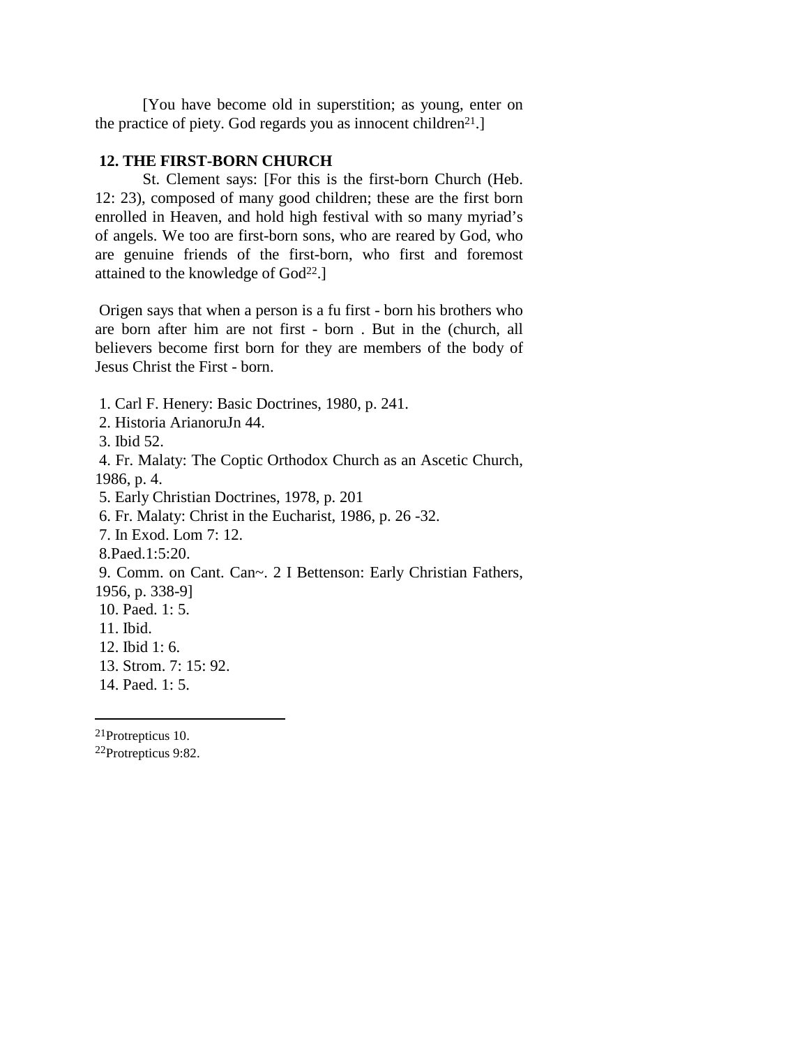[You have become old in superstition; as young, enter on the practice of piety. God regards you as innocent children[21].]

### 12. THE FIRST-BORN CHURCH

St. Clement says: [For this is the first-born Church (Heb. 12: 23), composed of many good children; these are the first born enrolled in Heaven, and hold high festival with so many myriad's of angels. We too are first-born sons, who are reared by God, who are genuine friends of the first-born, who first and foremost attained to the knowledge of God[22].]

Origen says that when a person is a fu first - born his brothers who are born after him are not first - born . But in the (church, all believers become first born for they are members of the body of Jesus Christ the First - born.

1. Carl F. Henery: Basic Doctrines, 1980, p. 241.
2. Historia ArianoruJn 44.
3. Ibid 52.
4. Fr. Malaty: The Coptic Orthodox Church as an Ascetic Church, 1986, p. 4.
5. Early Christian Doctrines, 1978, p. 201
6. Fr. Malaty: Christ in the Eucharist, 1986, p. 26 -32.
7. In Exod. Lom 7: 12.
8. Paed.1:5:20.
9. Comm. on Cant. Can~. 2 I Bettenson: Early Christian Fathers, 1956, p. 338-9]
10. Paed. 1: 5.
11. Ibid.
12. Ibid 1: 6.
13. Strom. 7: 15: 92.
14. Paed. 1: 5.

---

[21] Protrepticus 10.

[22] Protrepticus 9:82.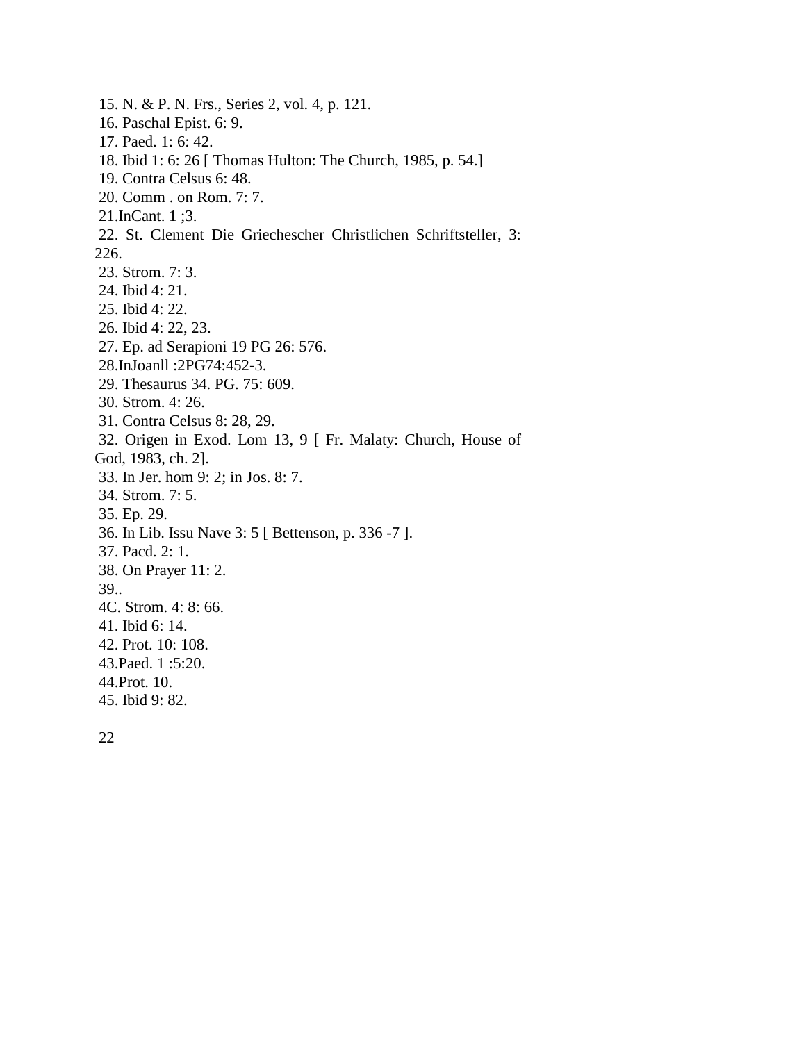15. N. & P. N. Frs., Series 2, vol. 4, p. 121.
16. Paschal Epist. 6: 9.
17. Paed. 1: 6: 42.
18. Ibid 1: 6: 26 [ Thomas Hulton: The Church, 1985, p. 54.]
19. Contra Celsus 6: 48.
20. Comm . on Rom. 7: 7.
21.InCant. 1 ;3.
22. St. Clement Die Griechescher Christlichen Schriftsteller, 3: 226.
23. Strom. 7: 3.
24. Ibid 4: 21.
25. Ibid 4: 22.
26. Ibid 4: 22, 23.
27. Ep. ad Serapioni 19 PG 26: 576.
28.InJoanll :2PG74:452-3.
29. Thesaurus 34. PG. 75: 609.
30. Strom. 4: 26.
31. Contra Celsus 8: 28, 29.
32. Origen in Exod. Lom 13, 9 [ Fr. Malaty: Church, House of God, 1983, ch. 2].
33. In Jer. hom 9: 2; in Jos. 8: 7.
34. Strom. 7: 5.
35. Ep. 29.
36. In Lib. Issu Nave 3: 5 [ Bettenson, p. 336 -7 ].
37. Pacd. 2: 1.
38. On Prayer 11: 2.
39..
4C. Strom. 4: 8: 66.
41. Ibid 6: 14.
42. Prot. 10: 108.
43.Paed. 1 :5:20.
44.Prot. 10.
45. Ibid 9: 82.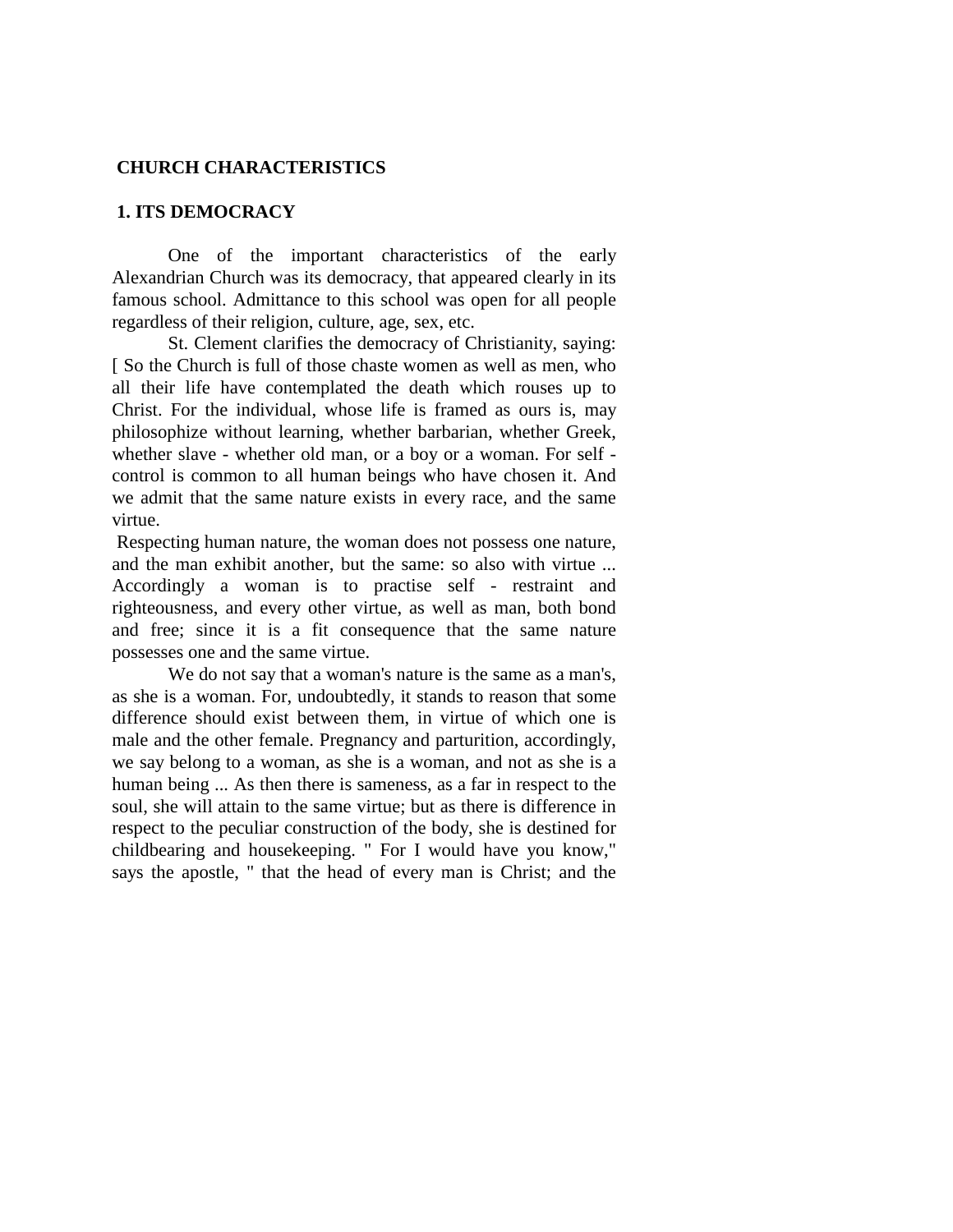## CHURCH CHARACTERISTICS

### 1. ITS DEMOCRACY

One of the important characteristics of the early Alexandrian Church was its democracy, that appeared clearly in its famous school. Admittance to this school was open for all people regardless of their religion, culture, age, sex, etc.

St. Clement clarifies the democracy of Christianity, saying: [ So the Church is full of those chaste women as well as men, who all their life have contemplated the death which rouses up to Christ. For the individual, whose life is framed as ours is, may philosophize without learning, whether barbarian, whether Greek, whether slave - whether old man, or a boy or a woman. For self - control is common to all human beings who have chosen it. And we admit that the same nature exists in every race, and the same virtue.

Respecting human nature, the woman does not possess one nature, and the man exhibit another, but the same: so also with virtue ... Accordingly a woman is to practise self - restraint and righteousness, and every other virtue, as well as man, both bond and free; since it is a fit consequence that the same nature possesses one and the same virtue.

We do not say that a woman's nature is the same as a man's, as she is a woman. For, undoubtedly, it stands to reason that some difference should exist between them, in virtue of which one is male and the other female. Pregnancy and parturition, accordingly, we say belong to a woman, as she is a woman, and not as she is a human being ... As then there is sameness, as a far in respect to the soul, she will attain to the same virtue; but as there is difference in respect to the peculiar construction of the body, she is destined for childbearing and housekeeping. " For I would have you know," says the apostle, " that the head of every man is Christ; and the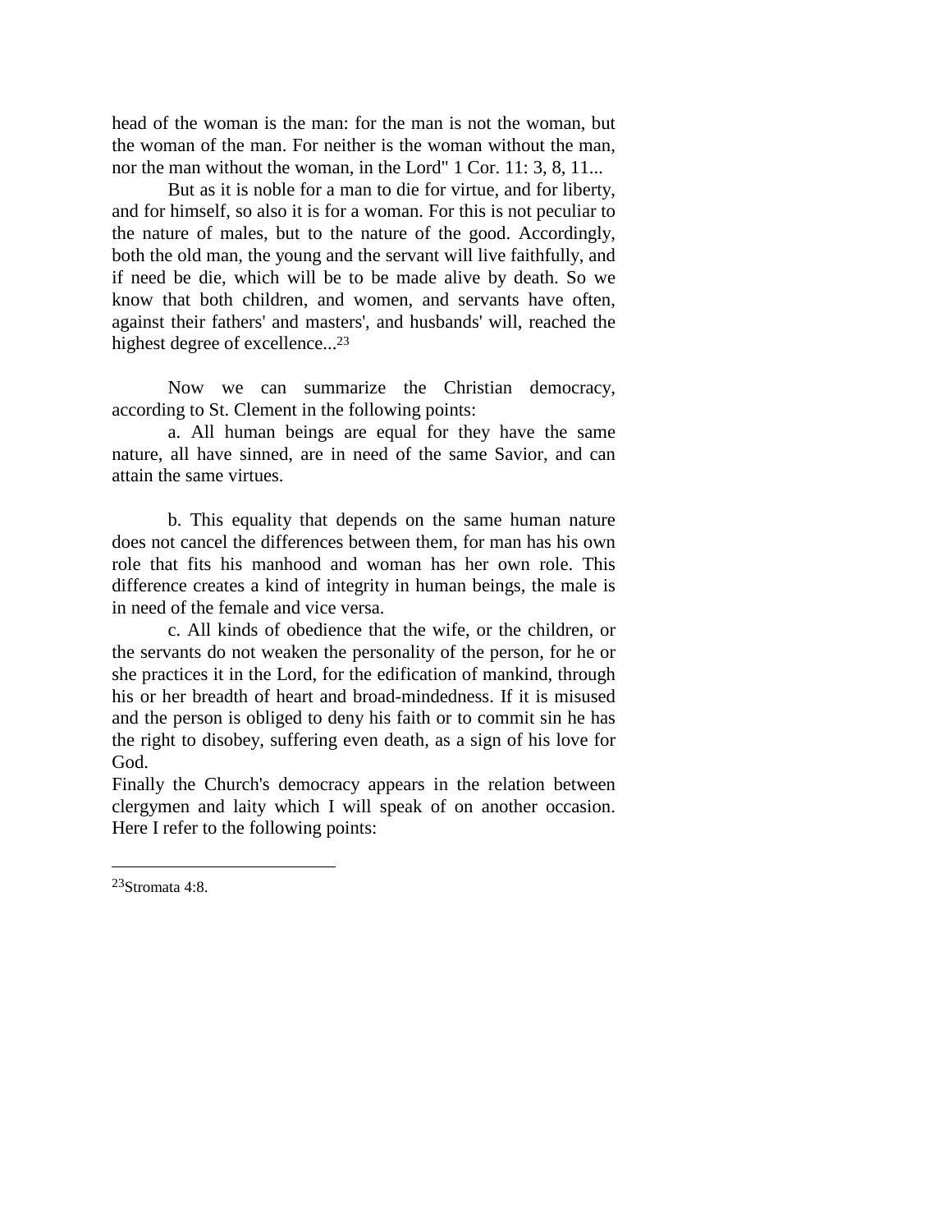head of the woman is the man: for the man is not the woman, but the woman of the man. For neither is the woman without the man, nor the man without the woman, in the Lord" 1 Cor. 11: 3, 8, 11...

But as it is noble for a man to die for virtue, and for liberty, and for himself, so also it is for a woman. For this is not peculiar to the nature of males, but to the nature of the good. Accordingly, both the old man, the young and the servant will live faithfully, and if need be die, which will be to be made alive by death. So we know that both children, and women, and servants have often, against their fathers' and masters', and husbands' will, reached the highest degree of excellence...[23]

Now we can summarize the Christian democracy, according to St. Clement in the following points:

a. All human beings are equal for they have the same nature, all have sinned, are in need of the same Savior, and can attain the same virtues.

b. This equality that depends on the same human nature does not cancel the differences between them, for man has his own role that fits his manhood and woman has her own role. This difference creates a kind of integrity in human beings, the male is in need of the female and vice versa.

c. All kinds of obedience that the wife, or the children, or the servants do not weaken the personality of the person, for he or she practices it in the Lord, for the edification of mankind, through his or her breadth of heart and broad-mindedness. If it is misused and the person is obliged to deny his faith or to commit sin he has the right to disobey, suffering even death, as a sign of his love for God.

Finally the Church's democracy appears in the relation between clergymen and laity which I will speak of on another occasion. Here I refer to the following points:

---

[23]Stromata 4:8.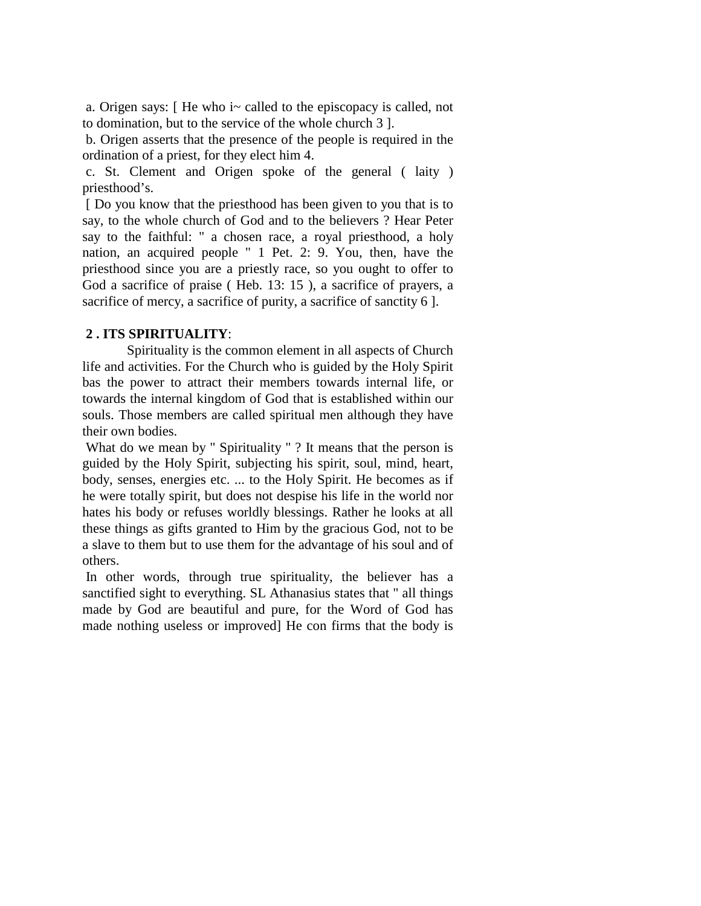a. Origen says: [ He who i~ called to the episcopacy is called, not to domination, but to the service of the whole church 3 ].

b. Origen asserts that the presence of the people is required in the ordination of a priest, for they elect him 4.

c. St. Clement and Origen spoke of the general ( laity ) priesthood's.

[ Do you know that the priesthood has been given to you that is to say, to the whole church of God and to the believers ? Hear Peter say to the faithful: " a chosen race, a royal priesthood, a holy nation, an acquired people " 1 Pet. 2: 9. You, then, have the priesthood since you are a priestly race, so you ought to offer to God a sacrifice of praise ( Heb. 13: 15 ), a sacrifice of prayers, a sacrifice of mercy, a sacrifice of purity, a sacrifice of sanctity 6 ].

**2 . ITS SPIRITUALITY**:

Spirituality is the common element in all aspects of Church life and activities. For the Church who is guided by the Holy Spirit bas the power to attract their members towards internal life, or towards the internal kingdom of God that is established within our souls. Those members are called spiritual men although they have their own bodies.

What do we mean by " Spirituality " ? It means that the person is guided by the Holy Spirit, subjecting his spirit, soul, mind, heart, body, senses, energies etc. ... to the Holy Spirit. He becomes as if he were totally spirit, but does not despise his life in the world nor hates his body or refuses worldly blessings. Rather he looks at all these things as gifts granted to Him by the gracious God, not to be a slave to them but to use them for the advantage of his soul and of others.

In other words, through true spirituality, the believer has a sanctified sight to everything. SL Athanasius states that " all things made by God are beautiful and pure, for the Word of God has made nothing useless or improved] He con firms that the body is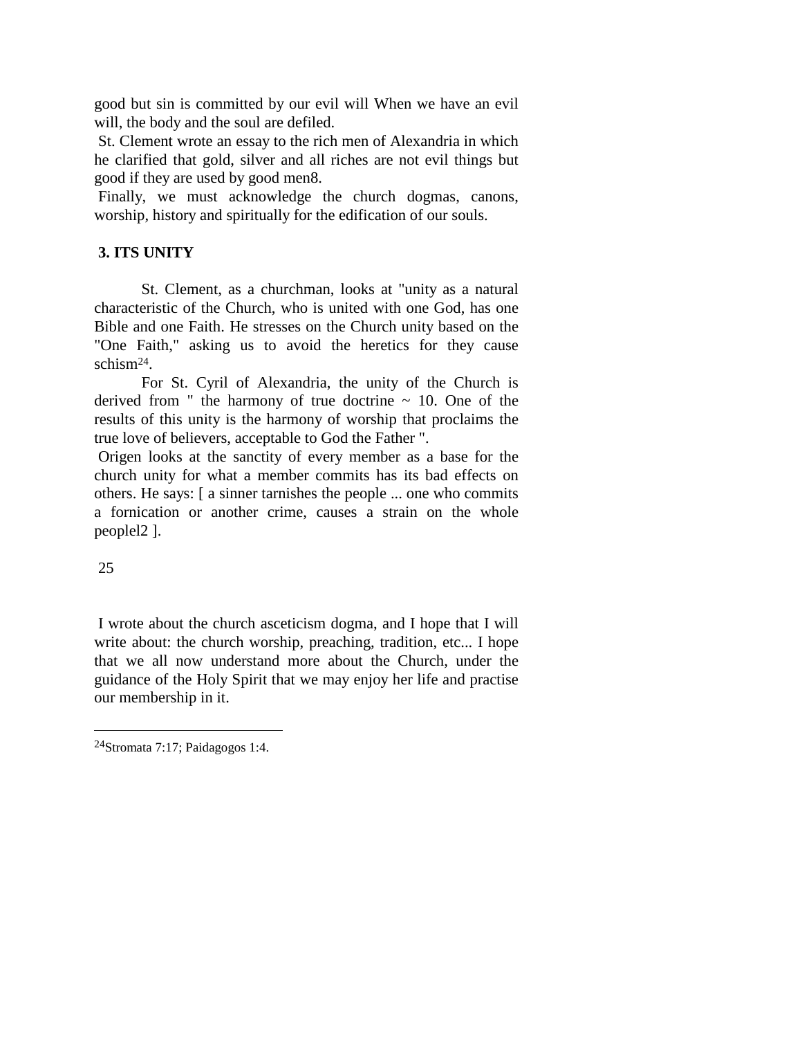good but sin is committed by our evil will When we have an evil will, the body and the soul are defiled.

St. Clement wrote an essay to the rich men of Alexandria in which he clarified that gold, silver and all riches are not evil things but good if they are used by good men8.

Finally, we must acknowledge the church dogmas, canons, worship, history and spiritually for the edification of our souls.

## 3. ITS UNITY

St. Clement, as a churchman, looks at "unity as a natural characteristic of the Church, who is united with one God, has one Bible and one Faith. He stresses on the Church unity based on the "One Faith," asking us to avoid the heretics for they cause schism[24].

For St. Cyril of Alexandria, the unity of the Church is derived from " the harmony of true doctrine ~ 10. One of the results of this unity is the harmony of worship that proclaims the true love of believers, acceptable to God the Father ".

Origen looks at the sanctity of every member as a base for the church unity for what a member commits has its bad effects on others. He says: [ a sinner tarnishes the people ... one who commits a fornication or another crime, causes a strain on the whole peoplel2 ].

I wrote about the church asceticism dogma, and I hope that I will write about: the church worship, preaching, tradition, etc... I hope that we all now understand more about the Church, under the guidance of the Holy Spirit that we may enjoy her life and practise our membership in it.

---

[24] Stromata 7:17; Paidagogos 1:4.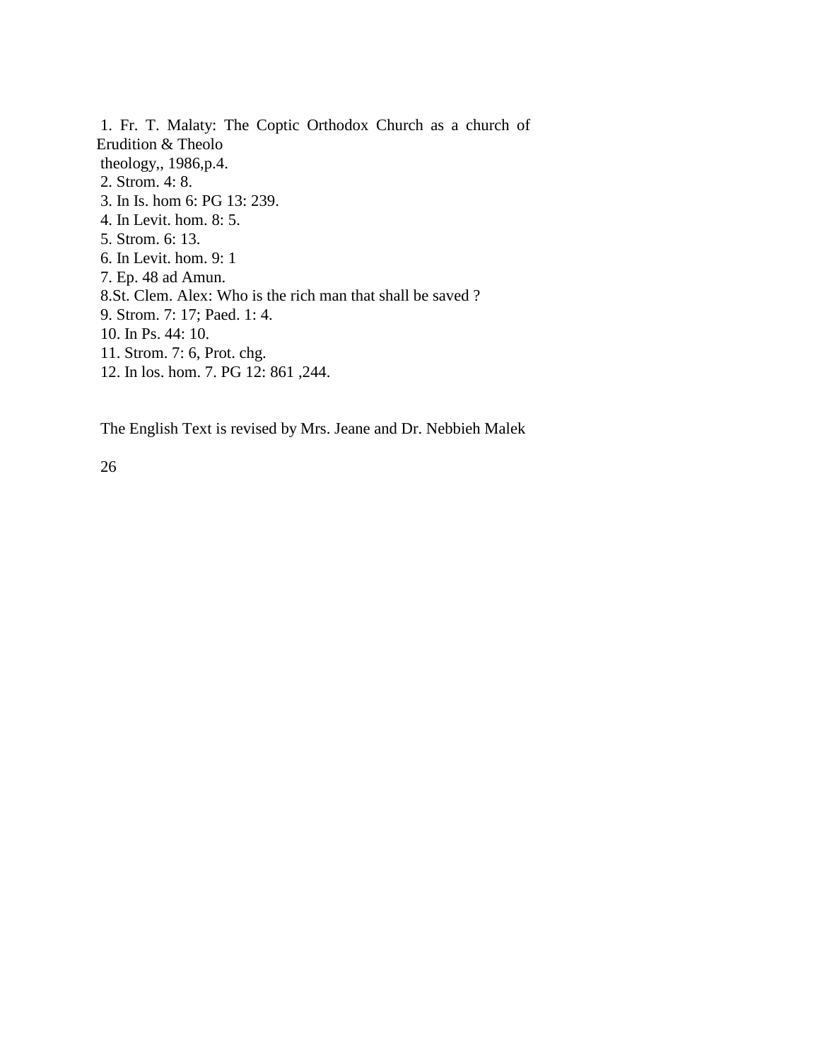1. Fr. T. Malaty: The Coptic Orthodox Church as a church of Erudition & Theolo
theology,, 1986,p.4.
2. Strom. 4: 8.
3. In Is. hom 6: PG 13: 239.
4. In Levit. hom. 8: 5.
5. Strom. 6: 13.
6. In Levit. hom. 9: 1
7. Ep. 48 ad Amun.
8.St. Clem. Alex: Who is the rich man that shall be saved ?
9. Strom. 7: 17; Paed. 1: 4.
10. In Ps. 44: 10.
11. Strom. 7: 6, Prot. chg.
12. In los. hom. 7. PG 12: 861 ,244.

The English Text is revised by Mrs. Jeane and Dr. Nebbieh Malek